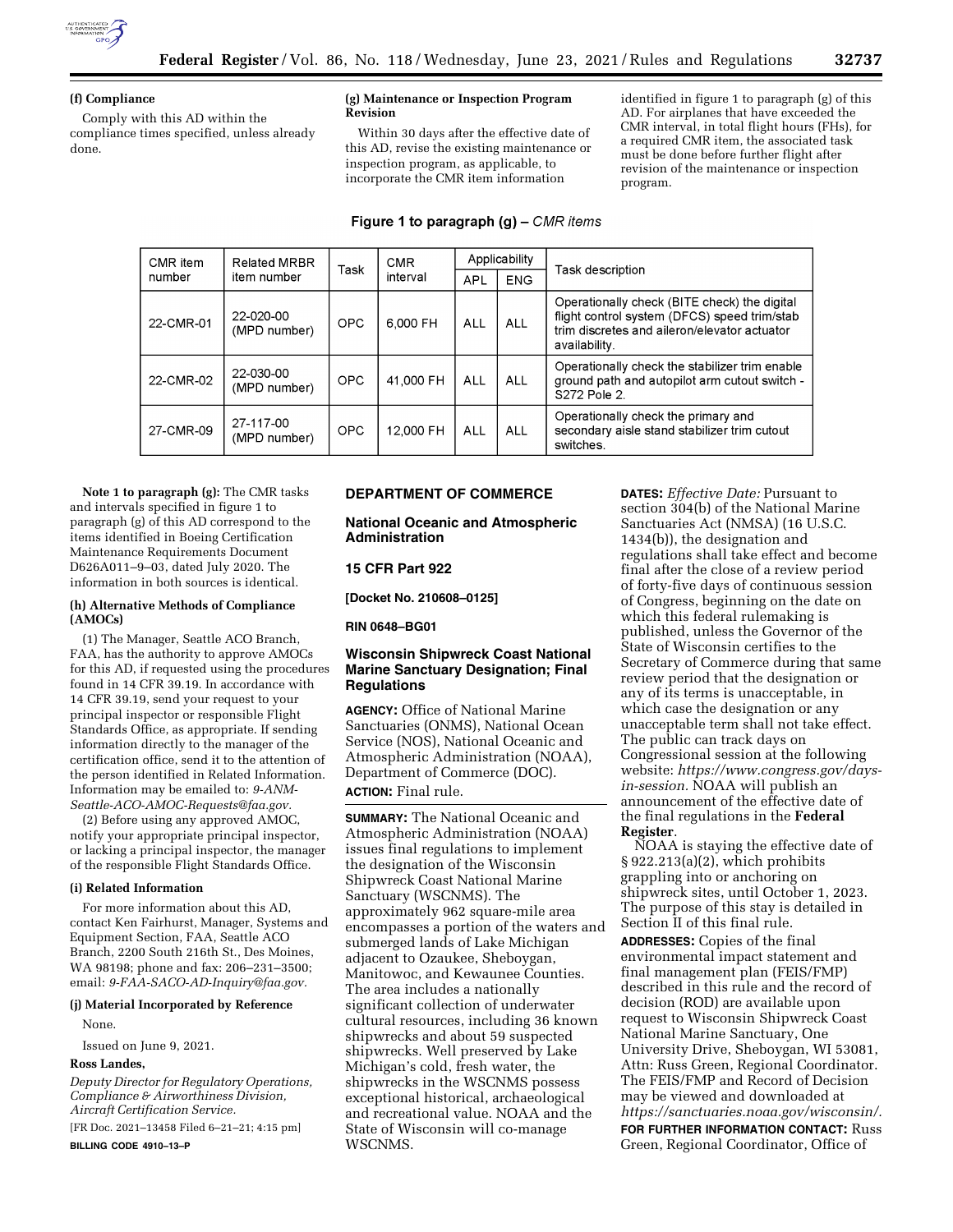**(f) Compliance**

Comply with this AD within the compliance times specified, unless already done.

**(g) Maintenance or Inspection Program Revision**

Within 30 days after the effective date of this AD, revise the existing maintenance or inspection program, as applicable, to incorporate the CMR item information identified in figure 1 to paragraph (g) of this AD. For airplanes that have exceeded the CMR interval, in total flight hours (FHs), for a required CMR item, the associated task must be done before further flight after revision of the maintenance or inspection program.

**Figure 1 to paragraph (g) –** *CMR items*

| CMR item number | Related MRBR item number | Task | CMR interval | Applicability | | Task description |
|---|---|---|---|---|---|---|
| | | | | APL | ENG | |
| 22-CMR-01 | 22-020-00 (MPD number) | OPC | 6,000 FH | ALL | ALL | Operationally check (BITE check) the digital flight control system (DFCS) speed trim/stab trim discretes and aileron/elevator actuator availability. |
| 22-CMR-02 | 22-030-00 (MPD number) | OPC | 41,000 FH | ALL | ALL | Operationally check the stabilizer trim enable ground path and autopilot arm cutout switch - S272 Pole 2. |
| 27-CMR-09 | 27-117-00 (MPD number) | OPC | 12,000 FH | ALL | ALL | Operationally check the primary and secondary aisle stand stabilizer trim cutout switches. |

**Note 1 to paragraph (g):** The CMR tasks and intervals specified in figure 1 to paragraph (g) of this AD correspond to the items identified in Boeing Certification Maintenance Requirements Document D626A011–9–03, dated July 2020. The information in both sources is identical.

**(h) Alternative Methods of Compliance (AMOCs)**

(1) The Manager, Seattle ACO Branch, FAA, has the authority to approve AMOCs for this AD, if requested using the procedures found in 14 CFR 39.19. In accordance with 14 CFR 39.19, send your request to your principal inspector or responsible Flight Standards Office, as appropriate. If sending information directly to the manager of the certification office, send it to the attention of the person identified in Related Information. Information may be emailed to: *9-ANM-Seattle-ACO-AMOC-Requests@faa.gov.*

(2) Before using any approved AMOC, notify your appropriate principal inspector, or lacking a principal inspector, the manager of the responsible Flight Standards Office.

**(i) Related Information**

For more information about this AD, contact Ken Fairhurst, Manager, Systems and Equipment Section, FAA, Seattle ACO Branch, 2200 South 216th St., Des Moines, WA 98198; phone and fax: 206–231–3500; email: *9-FAA-SACO-AD-Inquiry@faa.gov.*

**(j) Material Incorporated by Reference**

None.

Issued on June 9, 2021.

**Ross Landes,**

*Deputy Director for Regulatory Operations, Compliance & Airworthiness Division, Aircraft Certification Service.*

[FR Doc. 2021–13458 Filed 6–21–21; 4:15 pm]

**BILLING CODE 4910–13–P**

## DEPARTMENT OF COMMERCE

### National Oceanic and Atmospheric Administration

### 15 CFR Part 922

**[Docket No. 210608–0125]**

**RIN 0648–BG01**

### Wisconsin Shipwreck Coast National Marine Sanctuary Designation; Final Regulations

**AGENCY:** Office of National Marine Sanctuaries (ONMS), National Ocean Service (NOS), National Oceanic and Atmospheric Administration (NOAA), Department of Commerce (DOC).

**ACTION:** Final rule.

**SUMMARY:** The National Oceanic and Atmospheric Administration (NOAA) issues final regulations to implement the designation of the Wisconsin Shipwreck Coast National Marine Sanctuary (WSCNMS). The approximately 962 square-mile area encompasses a portion of the waters and submerged lands of Lake Michigan adjacent to Ozaukee, Sheboygan, Manitowoc, and Kewaunee Counties. The area includes a nationally significant collection of underwater cultural resources, including 36 known shipwrecks and about 59 suspected shipwrecks. Well preserved by Lake Michigan's cold, fresh water, the shipwrecks in the WSCNMS possess exceptional historical, archaeological and recreational value. NOAA and the State of Wisconsin will co-manage WSCNMS.

**DATES:** *Effective Date:* Pursuant to section 304(b) of the National Marine Sanctuaries Act (NMSA) (16 U.S.C. 1434(b)), the designation and regulations shall take effect and become final after the close of a review period of forty-five days of continuous session of Congress, beginning on the date on which this federal rulemaking is published, unless the Governor of the State of Wisconsin certifies to the Secretary of Commerce during that same review period that the designation or any of its terms is unacceptable, in which case the designation or any unacceptable term shall not take effect. The public can track days on Congressional session at the following website: *https://www.congress.gov/days-in-session.* NOAA will publish an announcement of the effective date of the final regulations in the **Federal Register**.

NOAA is staying the effective date of § 922.213(a)(2), which prohibits grappling into or anchoring on shipwreck sites, until October 1, 2023. The purpose of this stay is detailed in Section II of this final rule.

**ADDRESSES:** Copies of the final environmental impact statement and final management plan (FEIS/FMP) described in this rule and the record of decision (ROD) are available upon request to Wisconsin Shipwreck Coast National Marine Sanctuary, One University Drive, Sheboygan, WI 53081, Attn: Russ Green, Regional Coordinator. The FEIS/FMP and Record of Decision may be viewed and downloaded at *https://sanctuaries.noaa.gov/wisconsin/.*

**FOR FURTHER INFORMATION CONTACT:** Russ Green, Regional Coordinator, Office of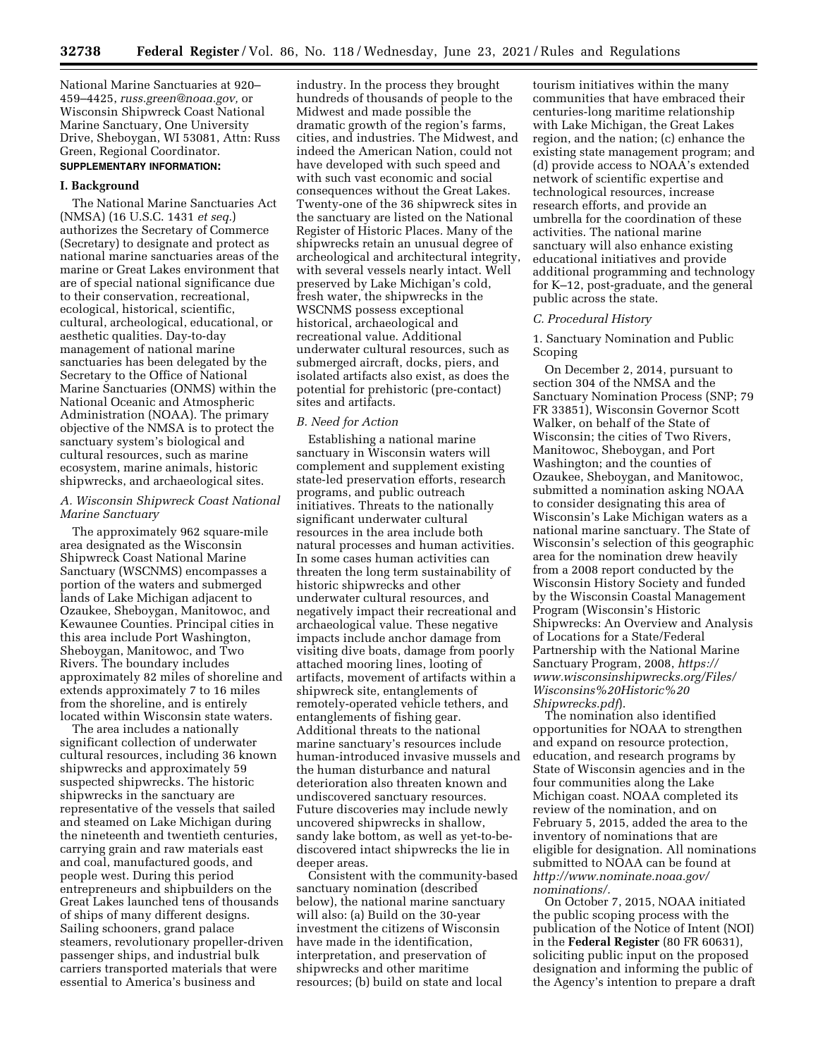National Marine Sanctuaries at 920–459–4425, *russ.green@noaa.gov,* or Wisconsin Shipwreck Coast National Marine Sanctuary, One University Drive, Sheboygan, WI 53081, Attn: Russ Green, Regional Coordinator.

**SUPPLEMENTARY INFORMATION:**

## I. Background

The National Marine Sanctuaries Act (NMSA) (16 U.S.C. 1431 *et seq.*) authorizes the Secretary of Commerce (Secretary) to designate and protect as national marine sanctuaries areas of the marine or Great Lakes environment that are of special national significance due to their conservation, recreational, ecological, historical, scientific, cultural, archeological, educational, or aesthetic qualities. Day-to-day management of national marine sanctuaries has been delegated by the Secretary to the Office of National Marine Sanctuaries (ONMS) within the National Oceanic and Atmospheric Administration (NOAA). The primary objective of the NMSA is to protect the sanctuary system's biological and cultural resources, such as marine ecosystem, marine animals, historic shipwrecks, and archaeological sites.

### *A. Wisconsin Shipwreck Coast National Marine Sanctuary*

The approximately 962 square-mile area designated as the Wisconsin Shipwreck Coast National Marine Sanctuary (WSCNMS) encompasses a portion of the waters and submerged lands of Lake Michigan adjacent to Ozaukee, Sheboygan, Manitowoc, and Kewaunee Counties. Principal cities in this area include Port Washington, Sheboygan, Manitowoc, and Two Rivers. The boundary includes approximately 82 miles of shoreline and extends approximately 7 to 16 miles from the shoreline, and is entirely located within Wisconsin state waters.

The area includes a nationally significant collection of underwater cultural resources, including 36 known shipwrecks and approximately 59 suspected shipwrecks. The historic shipwrecks in the sanctuary are representative of the vessels that sailed and steamed on Lake Michigan during the nineteenth and twentieth centuries, carrying grain and raw materials east and coal, manufactured goods, and people west. During this period entrepreneurs and shipbuilders on the Great Lakes launched tens of thousands of ships of many different designs. Sailing schooners, grand palace steamers, revolutionary propeller-driven passenger ships, and industrial bulk carriers transported materials that were essential to America's business and industry. In the process they brought hundreds of thousands of people to the Midwest and made possible the dramatic growth of the region's farms, cities, and industries. The Midwest, and indeed the American Nation, could not have developed with such speed and with such vast economic and social consequences without the Great Lakes. Twenty-one of the 36 shipwreck sites in the sanctuary are listed on the National Register of Historic Places. Many of the shipwrecks retain an unusual degree of archeological and architectural integrity, with several vessels nearly intact. Well preserved by Lake Michigan's cold, fresh water, the shipwrecks in the WSCNMS possess exceptional historical, archaeological and recreational value. Additional underwater cultural resources, such as submerged aircraft, docks, piers, and isolated artifacts also exist, as does the potential for prehistoric (pre-contact) sites and artifacts.

### *B. Need for Action*

Establishing a national marine sanctuary in Wisconsin waters will complement and supplement existing state-led preservation efforts, research programs, and public outreach initiatives. Threats to the nationally significant underwater cultural resources in the area include both natural processes and human activities. In some cases human activities can threaten the long term sustainability of historic shipwrecks and other underwater cultural resources, and negatively impact their recreational and archaeological value. These negative impacts include anchor damage from visiting dive boats, damage from poorly attached mooring lines, looting of artifacts, movement of artifacts within a shipwreck site, entanglements of remotely-operated vehicle tethers, and entanglements of fishing gear. Additional threats to the national marine sanctuary's resources include human-introduced invasive mussels and the human disturbance and natural deterioration also threaten known and undiscovered sanctuary resources. Future discoveries may include newly uncovered shipwrecks in shallow, sandy lake bottom, as well as yet-to-be-discovered intact shipwrecks the lie in deeper areas.

Consistent with the community-based sanctuary nomination (described below), the national marine sanctuary will also: (a) Build on the 30-year investment the citizens of Wisconsin have made in the identification, interpretation, and preservation of shipwrecks and other maritime resources; (b) build on state and local tourism initiatives within the many communities that have embraced their centuries-long maritime relationship with Lake Michigan, the Great Lakes region, and the nation; (c) enhance the existing state management program; and (d) provide access to NOAA's extended network of scientific expertise and technological resources, increase research efforts, and provide an umbrella for the coordination of these activities. The national marine sanctuary will also enhance existing educational initiatives and provide additional programming and technology for K–12, post-graduate, and the general public across the state.

### *C. Procedural History*

1. Sanctuary Nomination and Public Scoping

On December 2, 2014, pursuant to section 304 of the NMSA and the Sanctuary Nomination Process (SNP; 79 FR 33851), Wisconsin Governor Scott Walker, on behalf of the State of Wisconsin; the cities of Two Rivers, Manitowoc, Sheboygan, and Port Washington; and the counties of Ozaukee, Sheboygan, and Manitowoc, submitted a nomination asking NOAA to consider designating this area of Wisconsin's Lake Michigan waters as a national marine sanctuary. The State of Wisconsin's selection of this geographic area for the nomination drew heavily from a 2008 report conducted by the Wisconsin History Society and funded by the Wisconsin Coastal Management Program (Wisconsin's Historic Shipwrecks: An Overview and Analysis of Locations for a State/Federal Partnership with the National Marine Sanctuary Program, 2008, *https://www.wisconsinshipwrecks.org/Files/Wisconsins%20Historic%20Shipwrecks.pdf*).

The nomination also identified opportunities for NOAA to strengthen and expand on resource protection, education, and research programs by State of Wisconsin agencies and in the four communities along the Lake Michigan coast. NOAA completed its review of the nomination, and on February 5, 2015, added the area to the inventory of nominations that are eligible for designation. All nominations submitted to NOAA can be found at *http://www.nominate.noaa.gov/nominations/.*

On October 7, 2015, NOAA initiated the public scoping process with the publication of the Notice of Intent (NOI) in the **Federal Register** (80 FR 60631), soliciting public input on the proposed designation and informing the public of the Agency's intention to prepare a draft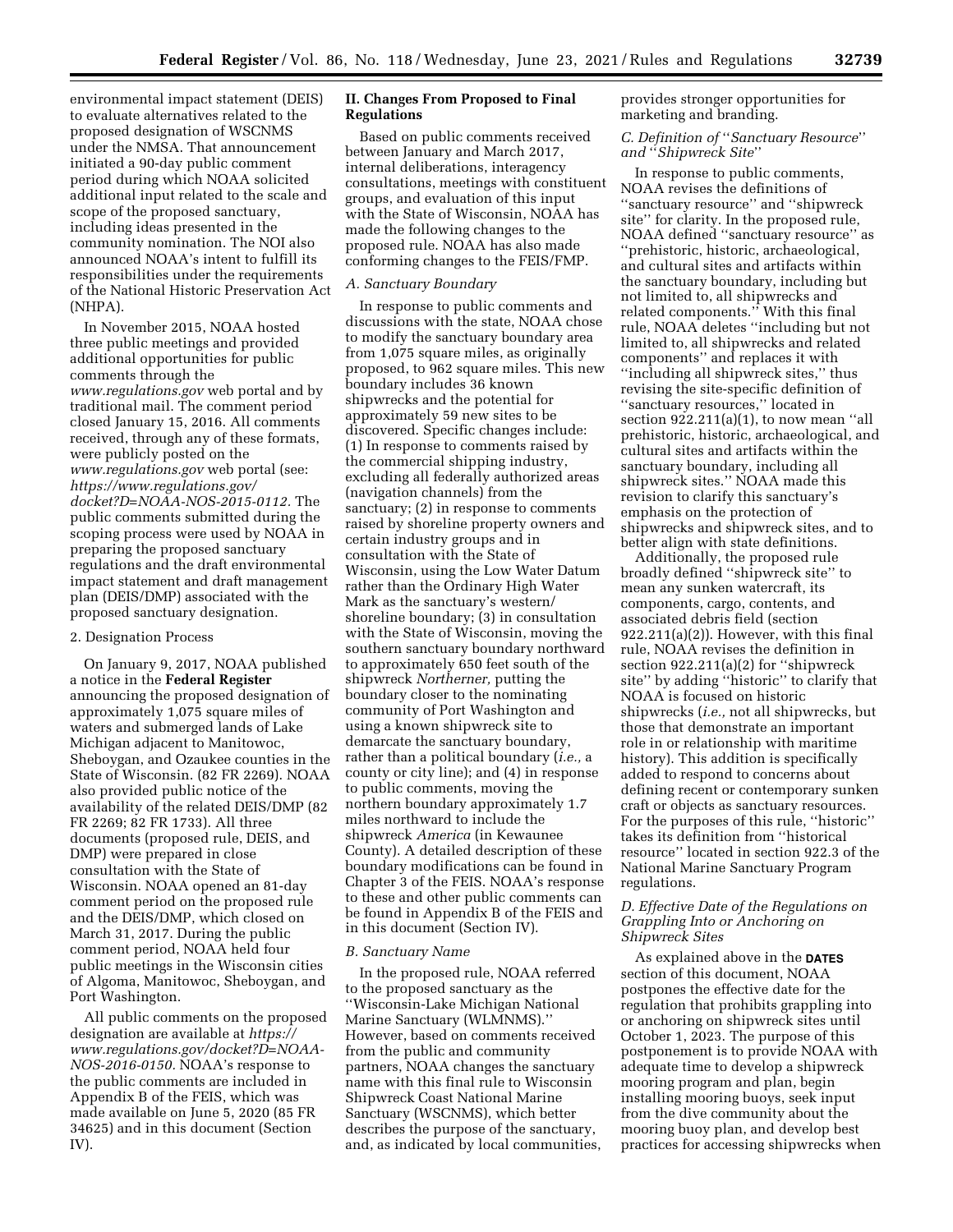environmental impact statement (DEIS) to evaluate alternatives related to the proposed designation of WSCNMS under the NMSA. That announcement initiated a 90-day public comment period during which NOAA solicited additional input related to the scale and scope of the proposed sanctuary, including ideas presented in the community nomination. The NOI also announced NOAA's intent to fulfill its responsibilities under the requirements of the National Historic Preservation Act (NHPA).

In November 2015, NOAA hosted three public meetings and provided additional opportunities for public comments through the *www.regulations.gov* web portal and by traditional mail. The comment period closed January 15, 2016. All comments received, through any of these formats, were publicly posted on the *www.regulations.gov* web portal (see: *https://www.regulations.gov/docket?D=NOAA-NOS-2015-0112.* The public comments submitted during the scoping process were used by NOAA in preparing the proposed sanctuary regulations and the draft environmental impact statement and draft management plan (DEIS/DMP) associated with the proposed sanctuary designation.

2. Designation Process

On January 9, 2017, NOAA published a notice in the **Federal Register** announcing the proposed designation of approximately 1,075 square miles of waters and submerged lands of Lake Michigan adjacent to Manitowoc, Sheboygan, and Ozaukee counties in the State of Wisconsin. (82 FR 2269). NOAA also provided public notice of the availability of the related DEIS/DMP (82 FR 2269; 82 FR 1733). All three documents (proposed rule, DEIS, and DMP) were prepared in close consultation with the State of Wisconsin. NOAA opened an 81-day comment period on the proposed rule and the DEIS/DMP, which closed on March 31, 2017. During the public comment period, NOAA held four public meetings in the Wisconsin cities of Algoma, Manitowoc, Sheboygan, and Port Washington.

All public comments on the proposed designation are available at *https://www.regulations.gov/docket?D=NOAA-NOS-2016-0150.* NOAA's response to the public comments are included in Appendix B of the FEIS, which was made available on June 5, 2020 (85 FR 34625) and in this document (Section IV).

## II. Changes From Proposed to Final Regulations

Based on public comments received between January and March 2017, internal deliberations, interagency consultations, meetings with constituent groups, and evaluation of this input with the State of Wisconsin, NOAA has made the following changes to the proposed rule. NOAA has also made conforming changes to the FEIS/FMP.

### *A. Sanctuary Boundary*

In response to public comments and discussions with the state, NOAA chose to modify the sanctuary boundary area from 1,075 square miles, as originally proposed, to 962 square miles. This new boundary includes 36 known shipwrecks and the potential for approximately 59 new sites to be discovered. Specific changes include: (1) In response to comments raised by the commercial shipping industry, excluding all federally authorized areas (navigation channels) from the sanctuary; (2) in response to comments raised by shoreline property owners and certain industry groups and in consultation with the State of Wisconsin, using the Low Water Datum rather than the Ordinary High Water Mark as the sanctuary's western/shoreline boundary; (3) in consultation with the State of Wisconsin, moving the southern sanctuary boundary northward to approximately 650 feet south of the shipwreck *Northerner,* putting the boundary closer to the nominating community of Port Washington and using a known shipwreck site to demarcate the sanctuary boundary, rather than a political boundary (*i.e.,* a county or city line); and (4) in response to public comments, moving the northern boundary approximately 1.7 miles northward to include the shipwreck *America* (in Kewaunee County). A detailed description of these boundary modifications can be found in Chapter 3 of the FEIS. NOAA's response to these and other public comments can be found in Appendix B of the FEIS and in this document (Section IV).

### *B. Sanctuary Name*

In the proposed rule, NOAA referred to the proposed sanctuary as the ''Wisconsin-Lake Michigan National Marine Sanctuary (WLMNMS).'' However, based on comments received from the public and community partners, NOAA changes the sanctuary name with this final rule to Wisconsin Shipwreck Coast National Marine Sanctuary (WSCNMS), which better describes the purpose of the sanctuary, and, as indicated by local communities, provides stronger opportunities for marketing and branding.

### *C. Definition of ''Sanctuary Resource'' and ''Shipwreck Site''*

In response to public comments, NOAA revises the definitions of ''sanctuary resource'' and ''shipwreck site'' for clarity. In the proposed rule, NOAA defined ''sanctuary resource'' as ''prehistoric, historic, archaeological, and cultural sites and artifacts within the sanctuary boundary, including but not limited to, all shipwrecks and related components.'' With this final rule, NOAA deletes ''including but not limited to, all shipwrecks and related components'' and replaces it with ''including all shipwreck sites,'' thus revising the site-specific definition of ''sanctuary resources,'' located in section 922.211(a)(1), to now mean ''all prehistoric, historic, archaeological, and cultural sites and artifacts within the sanctuary boundary, including all shipwreck sites.'' NOAA made this revision to clarify this sanctuary's emphasis on the protection of shipwrecks and shipwreck sites, and to better align with state definitions.

Additionally, the proposed rule broadly defined ''shipwreck site'' to mean any sunken watercraft, its components, cargo, contents, and associated debris field (section 922.211(a)(2)). However, with this final rule, NOAA revises the definition in section 922.211(a)(2) for ''shipwreck site'' by adding ''historic'' to clarify that NOAA is focused on historic shipwrecks (*i.e.,* not all shipwrecks, but those that demonstrate an important role in or relationship with maritime history). This addition is specifically added to respond to concerns about defining recent or contemporary sunken craft or objects as sanctuary resources. For the purposes of this rule, ''historic'' takes its definition from ''historical resource'' located in section 922.3 of the National Marine Sanctuary Program regulations.

### *D. Effective Date of the Regulations on Grappling Into or Anchoring on Shipwreck Sites*

As explained above in the **DATES** section of this document, NOAA postpones the effective date for the regulation that prohibits grappling into or anchoring on shipwreck sites until October 1, 2023. The purpose of this postponement is to provide NOAA with adequate time to develop a shipwreck mooring program and plan, begin installing mooring buoys, seek input from the dive community about the mooring buoy plan, and develop best practices for accessing shipwrecks when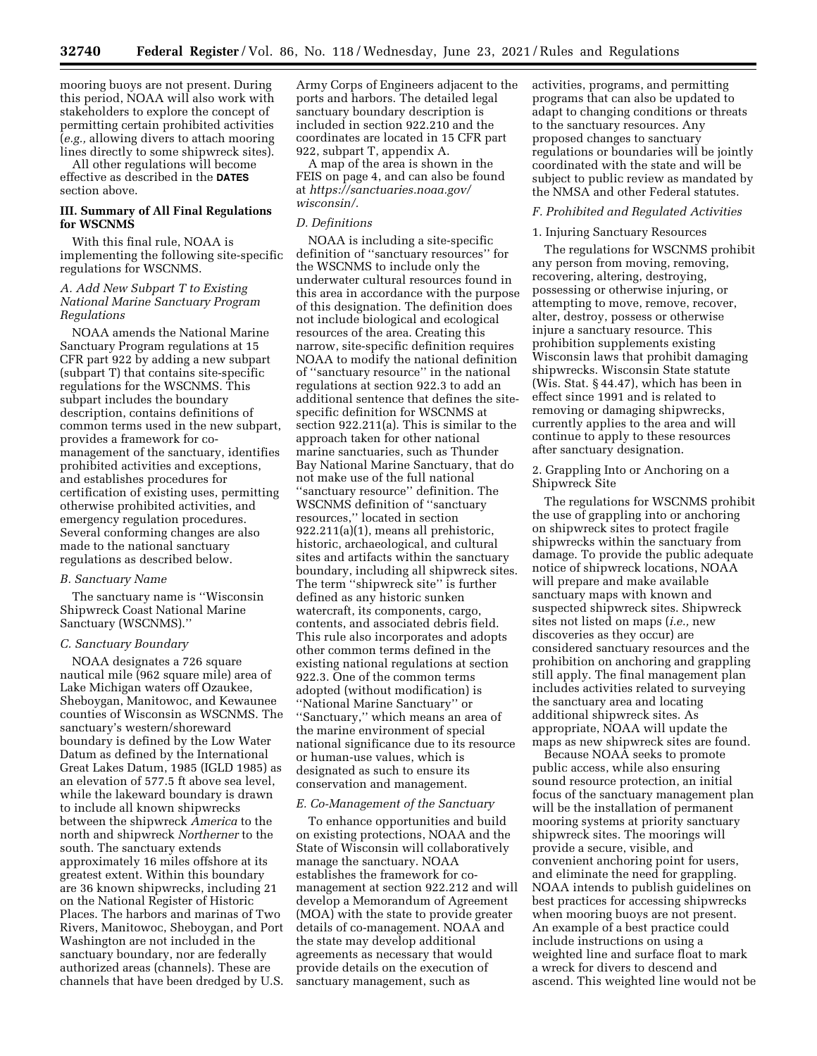mooring buoys are not present. During this period, NOAA will also work with stakeholders to explore the concept of permitting certain prohibited activities (*e.g.,* allowing divers to attach mooring lines directly to some shipwreck sites).

All other regulations will become effective as described in the **DATES** section above.

## III. Summary of All Final Regulations for WSCNMS

With this final rule, NOAA is implementing the following site-specific regulations for WSCNMS.

### *A. Add New Subpart T to Existing National Marine Sanctuary Program Regulations*

NOAA amends the National Marine Sanctuary Program regulations at 15 CFR part 922 by adding a new subpart (subpart T) that contains site-specific regulations for the WSCNMS. This subpart includes the boundary description, contains definitions of common terms used in the new subpart, provides a framework for co-management of the sanctuary, identifies prohibited activities and exceptions, and establishes procedures for certification of existing uses, permitting otherwise prohibited activities, and emergency regulation procedures. Several conforming changes are also made to the national sanctuary regulations as described below.

### *B. Sanctuary Name*

The sanctuary name is ''Wisconsin Shipwreck Coast National Marine Sanctuary (WSCNMS).''

### *C. Sanctuary Boundary*

NOAA designates a 726 square nautical mile (962 square mile) area of Lake Michigan waters off Ozaukee, Sheboygan, Manitowoc, and Kewaunee counties of Wisconsin as WSCNMS. The sanctuary's western/shoreward boundary is defined by the Low Water Datum as defined by the International Great Lakes Datum, 1985 (IGLD 1985) as an elevation of 577.5 ft above sea level, while the lakeward boundary is drawn to include all known shipwrecks between the shipwreck *America* to the north and shipwreck *Northerner* to the south. The sanctuary extends approximately 16 miles offshore at its greatest extent. Within this boundary are 36 known shipwrecks, including 21 on the National Register of Historic Places. The harbors and marinas of Two Rivers, Manitowoc, Sheboygan, and Port Washington are not included in the sanctuary boundary, nor are federally authorized areas (channels). These are channels that have been dredged by U.S. Army Corps of Engineers adjacent to the ports and harbors. The detailed legal sanctuary boundary description is included in section 922.210 and the coordinates are located in 15 CFR part 922, subpart T, appendix A.

A map of the area is shown in the FEIS on page 4, and can also be found at *https://sanctuaries.noaa.gov/wisconsin/.*

### *D. Definitions*

NOAA is including a site-specific definition of ''sanctuary resources'' for the WSCNMS to include only the underwater cultural resources found in this area in accordance with the purpose of this designation. The definition does not include biological and ecological resources of the area. Creating this narrow, site-specific definition requires NOAA to modify the national definition of ''sanctuary resource'' in the national regulations at section 922.3 to add an additional sentence that defines the site-specific definition for WSCNMS at section 922.211(a). This is similar to the approach taken for other national marine sanctuaries, such as Thunder Bay National Marine Sanctuary, that do not make use of the full national ''sanctuary resource'' definition. The WSCNMS definition of ''sanctuary resources,'' located in section 922.211(a)(1), means all prehistoric, historic, archaeological, and cultural sites and artifacts within the sanctuary boundary, including all shipwreck sites. The term ''shipwreck site'' is further defined as any historic sunken watercraft, its components, cargo, contents, and associated debris field. This rule also incorporates and adopts other common terms defined in the existing national regulations at section 922.3. One of the common terms adopted (without modification) is ''National Marine Sanctuary'' or ''Sanctuary,'' which means an area of the marine environment of special national significance due to its resource or human-use values, which is designated as such to ensure its conservation and management.

### *E. Co-Management of the Sanctuary*

To enhance opportunities and build on existing protections, NOAA and the State of Wisconsin will collaboratively manage the sanctuary. NOAA establishes the framework for co-management at section 922.212 and will develop a Memorandum of Agreement (MOA) with the state to provide greater details of co-management. NOAA and the state may develop additional agreements as necessary that would provide details on the execution of sanctuary management, such as activities, programs, and permitting programs that can also be updated to adapt to changing conditions or threats to the sanctuary resources. Any proposed changes to sanctuary regulations or boundaries will be jointly coordinated with the state and will be subject to public review as mandated by the NMSA and other Federal statutes.

### *F. Prohibited and Regulated Activities*

#### 1. Injuring Sanctuary Resources

The regulations for WSCNMS prohibit any person from moving, removing, recovering, altering, destroying, possessing or otherwise injuring, or attempting to move, remove, recover, alter, destroy, possess or otherwise injure a sanctuary resource. This prohibition supplements existing Wisconsin laws that prohibit damaging shipwrecks. Wisconsin State statute (Wis. Stat. § 44.47), which has been in effect since 1991 and is related to removing or damaging shipwrecks, currently applies to the area and will continue to apply to these resources after sanctuary designation.

#### 2. Grappling Into or Anchoring on a Shipwreck Site

The regulations for WSCNMS prohibit the use of grappling into or anchoring on shipwreck sites to protect fragile shipwrecks within the sanctuary from damage. To provide the public adequate notice of shipwreck locations, NOAA will prepare and make available sanctuary maps with known and suspected shipwreck sites. Shipwreck sites not listed on maps (*i.e.,* new discoveries as they occur) are considered sanctuary resources and the prohibition on anchoring and grappling still apply. The final management plan includes activities related to surveying the sanctuary area and locating additional shipwreck sites. As appropriate, NOAA will update the maps as new shipwreck sites are found.

Because NOAA seeks to promote public access, while also ensuring sound resource protection, an initial focus of the sanctuary management plan will be the installation of permanent mooring systems at priority sanctuary shipwreck sites. The moorings will provide a secure, visible, and convenient anchoring point for users, and eliminate the need for grappling. NOAA intends to publish guidelines on best practices for accessing shipwrecks when mooring buoys are not present. An example of a best practice could include instructions on using a weighted line and surface float to mark a wreck for divers to descend and ascend. This weighted line would not be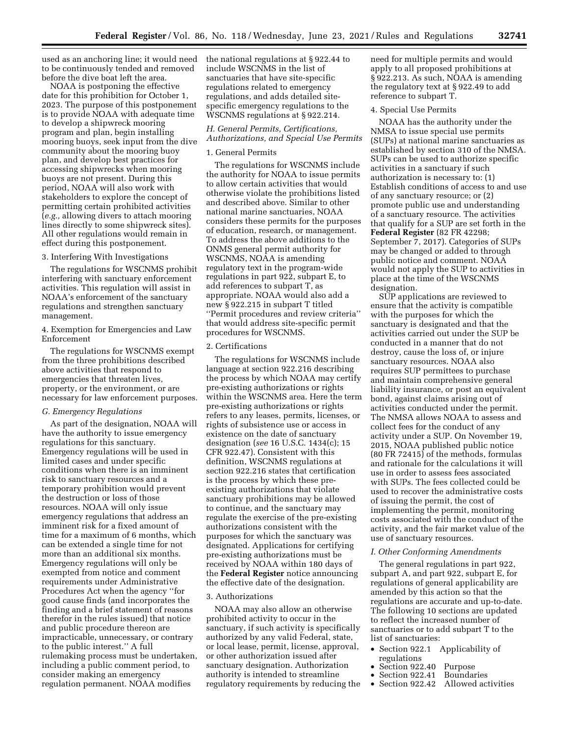used as an anchoring line; it would need to be continuously tended and removed before the dive boat left the area.

NOAA is postponing the effective date for this prohibition for October 1, 2023. The purpose of this postponement is to provide NOAA with adequate time to develop a shipwreck mooring program and plan, begin installing mooring buoys, seek input from the dive community about the mooring buoy plan, and develop best practices for accessing shipwrecks when mooring buoys are not present. During this period, NOAA will also work with stakeholders to explore the concept of permitting certain prohibited activities (*e.g.,* allowing divers to attach mooring lines directly to some shipwreck sites). All other regulations would remain in effect during this postponement.

3. Interfering With Investigations

The regulations for WSCNMS prohibit interfering with sanctuary enforcement activities. This regulation will assist in NOAA's enforcement of the sanctuary regulations and strengthen sanctuary management.

4. Exemption for Emergencies and Law Enforcement

The regulations for WSCNMS exempt from the three prohibitions described above activities that respond to emergencies that threaten lives, property, or the environment, or are necessary for law enforcement purposes.

*G. Emergency Regulations*

As part of the designation, NOAA will have the authority to issue emergency regulations for this sanctuary. Emergency regulations will be used in limited cases and under specific conditions when there is an imminent risk to sanctuary resources and a temporary prohibition would prevent the destruction or loss of those resources. NOAA will only issue emergency regulations that address an imminent risk for a fixed amount of time for a maximum of 6 months, which can be extended a single time for not more than an additional six months. Emergency regulations will only be exempted from notice and comment requirements under Administrative Procedures Act when the agency ''for good cause finds (and incorporates the finding and a brief statement of reasons therefor in the rules issued) that notice and public procedure thereon are impracticable, unnecessary, or contrary to the public interest.'' A full rulemaking process must be undertaken, including a public comment period, to consider making an emergency regulation permanent. NOAA modifies the national regulations at § 922.44 to include WSCNMS in the list of sanctuaries that have site-specific regulations related to emergency regulations, and adds detailed site-specific emergency regulations to the WSCNMS regulations at § 922.214.

*H. General Permits, Certifications, Authorizations, and Special Use Permits*

1. General Permits

The regulations for WSCNMS include the authority for NOAA to issue permits to allow certain activities that would otherwise violate the prohibitions listed and described above. Similar to other national marine sanctuaries, NOAA considers these permits for the purposes of education, research, or management. To address the above additions to the ONMS general permit authority for WSCNMS, NOAA is amending regulatory text in the program-wide regulations in part 922, subpart E, to add references to subpart T, as appropriate. NOAA would also add a new § 922.215 in subpart T titled ''Permit procedures and review criteria'' that would address site-specific permit procedures for WSCNMS.

2. Certifications

The regulations for WSCNMS include language at section 922.216 describing the process by which NOAA may certify pre-existing authorizations or rights within the WSCNMS area. Here the term pre-existing authorizations or rights refers to any leases, permits, licenses, or rights of subsistence use or access in existence on the date of sanctuary designation (*see* 16 U.S.C. 1434(c); 15 CFR 922.47). Consistent with this definition, WSCNMS regulations at section 922.216 states that certification is the process by which these pre-existing authorizations that violate sanctuary prohibitions may be allowed to continue, and the sanctuary may regulate the exercise of the pre-existing authorizations consistent with the purposes for which the sanctuary was designated. Applications for certifying pre-existing authorizations must be received by NOAA within 180 days of the **Federal Register** notice announcing the effective date of the designation.

3. Authorizations

NOAA may also allow an otherwise prohibited activity to occur in the sanctuary, if such activity is specifically authorized by any valid Federal, state, or local lease, permit, license, approval, or other authorization issued after sanctuary designation. Authorization authority is intended to streamline regulatory requirements by reducing the need for multiple permits and would apply to all proposed prohibitions at § 922.213. As such, NOAA is amending the regulatory text at § 922.49 to add reference to subpart T.

4. Special Use Permits

NOAA has the authority under the NMSA to issue special use permits (SUPs) at national marine sanctuaries as established by section 310 of the NMSA. SUPs can be used to authorize specific activities in a sanctuary if such authorization is necessary to: (1) Establish conditions of access to and use of any sanctuary resource; or (2) promote public use and understanding of a sanctuary resource. The activities that qualify for a SUP are set forth in the **Federal Register** (82 FR 42298; September 7, 2017). Categories of SUPs may be changed or added to through public notice and comment. NOAA would not apply the SUP to activities in place at the time of the WSCNMS designation.

SUP applications are reviewed to ensure that the activity is compatible with the purposes for which the sanctuary is designated and that the activities carried out under the SUP be conducted in a manner that do not destroy, cause the loss of, or injure sanctuary resources. NOAA also requires SUP permittees to purchase and maintain comprehensive general liability insurance, or post an equivalent bond, against claims arising out of activities conducted under the permit. The NMSA allows NOAA to assess and collect fees for the conduct of any activity under a SUP. On November 19, 2015, NOAA published public notice (80 FR 72415) of the methods, formulas and rationale for the calculations it will use in order to assess fees associated with SUPs. The fees collected could be used to recover the administrative costs of issuing the permit, the cost of implementing the permit, monitoring costs associated with the conduct of the activity, and the fair market value of the use of sanctuary resources.

*I. Other Conforming Amendments*

The general regulations in part 922, subpart A, and part 922, subpart E, for regulations of general applicability are amended by this action so that the regulations are accurate and up-to-date. The following 10 sections are updated to reflect the increased number of sanctuaries or to add subpart T to the list of sanctuaries:

- Section 922.1 Applicability of regulations
- Section 922.40 Purpose
- Section 922.41 Boundaries
- Section 922.42 Allowed activities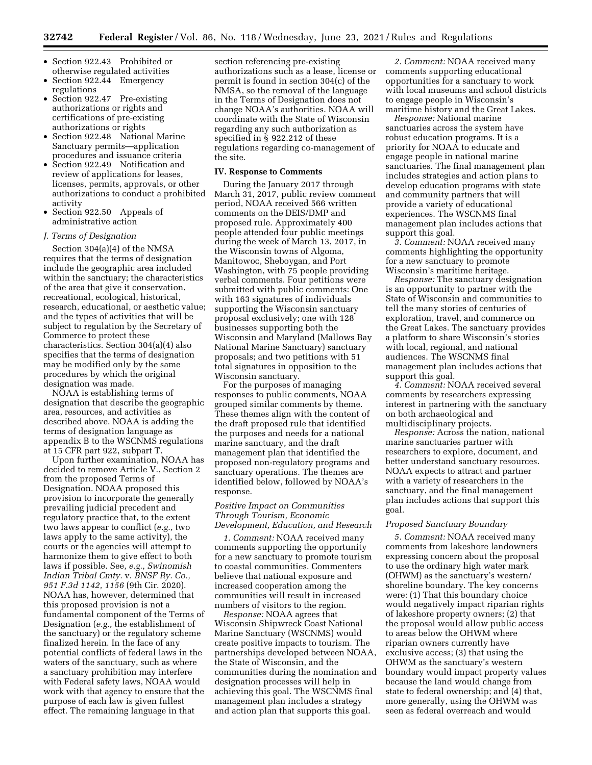- Section 922.43 Prohibited or otherwise regulated activities
- Section 922.44 Emergency regulations
- Section 922.47 Pre-existing authorizations or rights and certifications of pre-existing authorizations or rights
- Section 922.48 National Marine Sanctuary permits—application procedures and issuance criteria
- Section 922.49 Notification and review of applications for leases, licenses, permits, approvals, or other authorizations to conduct a prohibited activity
- Section 922.50 Appeals of administrative action

*J. Terms of Designation*

Section 304(a)(4) of the NMSA requires that the terms of designation include the geographic area included within the sanctuary; the characteristics of the area that give it conservation, recreational, ecological, historical, research, educational, or aesthetic value; and the types of activities that will be subject to regulation by the Secretary of Commerce to protect these characteristics. Section 304(a)(4) also specifies that the terms of designation may be modified only by the same procedures by which the original designation was made.

NOAA is establishing terms of designation that describe the geographic area, resources, and activities as described above. NOAA is adding the terms of designation language as appendix B to the WSCNMS regulations at 15 CFR part 922, subpart T.

Upon further examination, NOAA has decided to remove Article V., Section 2 from the proposed Terms of Designation. NOAA proposed this provision to incorporate the generally prevailing judicial precedent and regulatory practice that, to the extent two laws appear to conflict (*e.g.,* two laws apply to the same activity), the courts or the agencies will attempt to harmonize them to give effect to both laws if possible. See, *e.g., Swinomish Indian Tribal Cmty.* v. *BNSF Ry. Co., 951 F.3d 1142, 1156* (9th Cir. 2020). NOAA has, however, determined that this proposed provision is not a fundamental component of the Terms of Designation (*e.g.,* the establishment of the sanctuary) or the regulatory scheme finalized herein. In the face of any potential conflicts of federal laws in the waters of the sanctuary, such as where a sanctuary prohibition may interfere with Federal safety laws, NOAA would work with that agency to ensure that the purpose of each law is given fullest effect. The remaining language in that section referencing pre-existing authorizations such as a lease, license or permit is found in section 304(c) of the NMSA, so the removal of the language in the Terms of Designation does not change NOAA's authorities. NOAA will coordinate with the State of Wisconsin regarding any such authorization as specified in § 922.212 of these regulations regarding co-management of the site.

## IV. Response to Comments

During the January 2017 through March 31, 2017, public review comment period, NOAA received 566 written comments on the DEIS/DMP and proposed rule. Approximately 400 people attended four public meetings during the week of March 13, 2017, in the Wisconsin towns of Algoma, Manitowoc, Sheboygan, and Port Washington, with 75 people providing verbal comments. Four petitions were submitted with public comments: One with 163 signatures of individuals supporting the Wisconsin sanctuary proposal exclusively; one with 128 businesses supporting both the Wisconsin and Maryland (Mallows Bay National Marine Sanctuary) sanctuary proposals; and two petitions with 51 total signatures in opposition to the Wisconsin sanctuary.

For the purposes of managing responses to public comments, NOAA grouped similar comments by theme. These themes align with the content of the draft proposed rule that identified the purposes and needs for a national marine sanctuary, and the draft management plan that identified the proposed non-regulatory programs and sanctuary operations. The themes are identified below, followed by NOAA's response.

*Positive Impact on Communities Through Tourism, Economic Development, Education, and Research*

*1. Comment:* NOAA received many comments supporting the opportunity for a new sanctuary to promote tourism to coastal communities. Commenters believe that national exposure and increased cooperation among the communities will result in increased numbers of visitors to the region.

*Response:* NOAA agrees that Wisconsin Shipwreck Coast National Marine Sanctuary (WSCNMS) would create positive impacts to tourism. The partnerships developed between NOAA, the State of Wisconsin, and the communities during the nomination and designation processes will help in achieving this goal. The WSCNMS final management plan includes a strategy and action plan that supports this goal.

*2. Comment:* NOAA received many comments supporting educational opportunities for a sanctuary to work with local museums and school districts to engage people in Wisconsin's maritime history and the Great Lakes.

*Response:* National marine sanctuaries across the system have robust education programs. It is a priority for NOAA to educate and engage people in national marine sanctuaries. The final management plan includes strategies and action plans to develop education programs with state and community partners that will provide a variety of educational experiences. The WSCNMS final management plan includes actions that support this goal.

*3. Comment:* NOAA received many comments highlighting the opportunity for a new sanctuary to promote Wisconsin's maritime heritage.

*Response:* The sanctuary designation is an opportunity to partner with the State of Wisconsin and communities to tell the many stories of centuries of exploration, travel, and commerce on the Great Lakes. The sanctuary provides a platform to share Wisconsin's stories with local, regional, and national audiences. The WSCNMS final management plan includes actions that support this goal.

*4. Comment:* NOAA received several comments by researchers expressing interest in partnering with the sanctuary on both archaeological and multidisciplinary projects.

*Response:* Across the nation, national marine sanctuaries partner with researchers to explore, document, and better understand sanctuary resources. NOAA expects to attract and partner with a variety of researchers in the sanctuary, and the final management plan includes actions that support this goal.

*Proposed Sanctuary Boundary*

*5. Comment:* NOAA received many comments from lakeshore landowners expressing concern about the proposal to use the ordinary high water mark (OHWM) as the sanctuary's western/shoreline boundary. The key concerns were: (1) That this boundary choice would negatively impact riparian rights of lakeshore property owners; (2) that the proposal would allow public access to areas below the OHWM where riparian owners currently have exclusive access; (3) that using the OHWM as the sanctuary's western boundary would impact property values because the land would change from state to federal ownership; and (4) that, more generally, using the OHWM was seen as federal overreach and would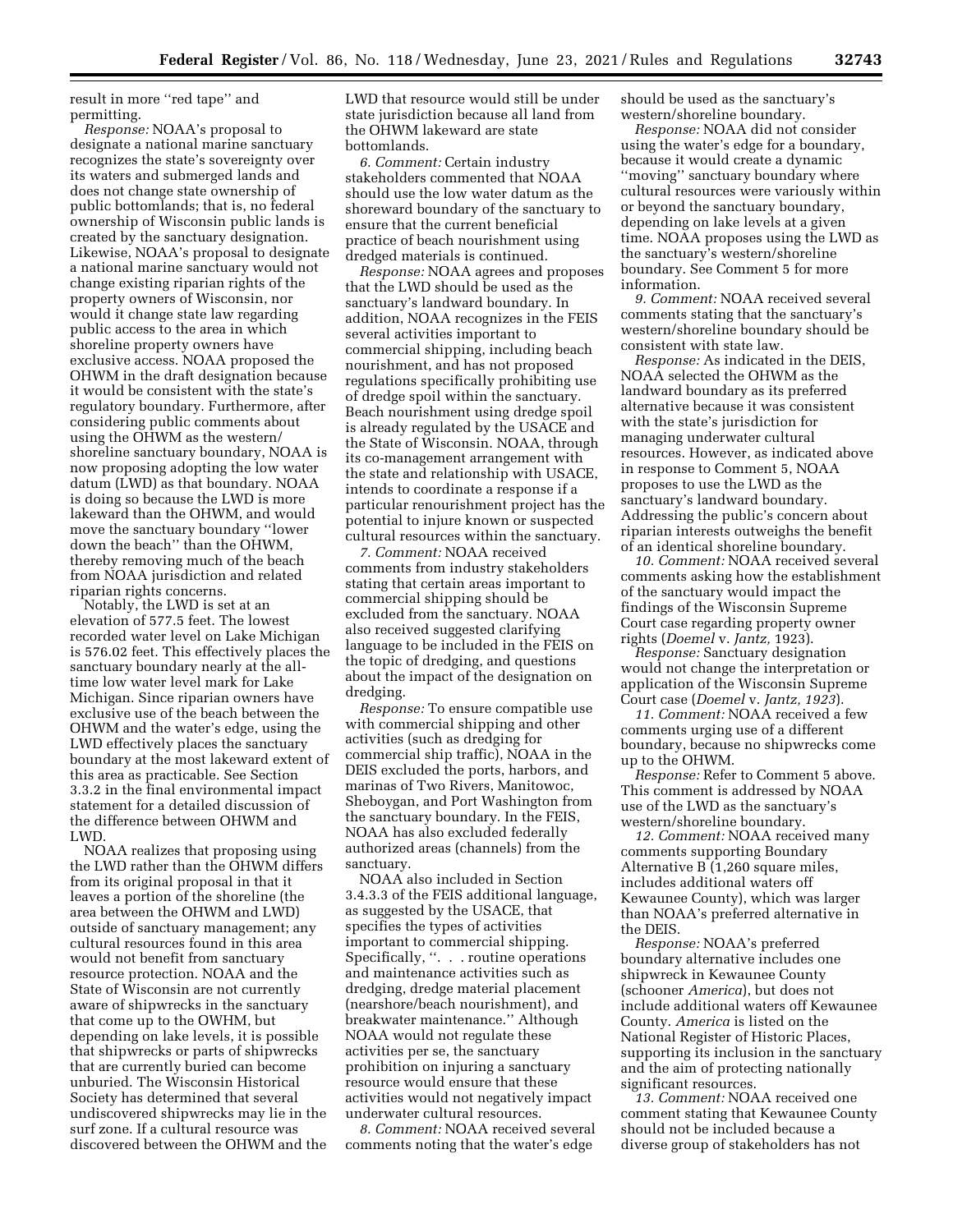result in more "red tape" and permitting.

*Response:* NOAA's proposal to designate a national marine sanctuary recognizes the state's sovereignty over its waters and submerged lands and does not change state ownership of public bottomlands; that is, no federal ownership of Wisconsin public lands is created by the sanctuary designation. Likewise, NOAA's proposal to designate a national marine sanctuary would not change existing riparian rights of the property owners of Wisconsin, nor would it change state law regarding public access to the area in which shoreline property owners have exclusive access. NOAA proposed the OHWM in the draft designation because it would be consistent with the state's regulatory boundary. Furthermore, after considering public comments about using the OHWM as the western/shoreline sanctuary boundary, NOAA is now proposing adopting the low water datum (LWD) as that boundary. NOAA is doing so because the LWD is more lakeward than the OHWM, and would move the sanctuary boundary "lower down the beach" than the OHWM, thereby removing much of the beach from NOAA jurisdiction and related riparian rights concerns.

Notably, the LWD is set at an elevation of 577.5 feet. The lowest recorded water level on Lake Michigan is 576.02 feet. This effectively places the sanctuary boundary nearly at the all-time low water level mark for Lake Michigan. Since riparian owners have exclusive use of the beach between the OHWM and the water's edge, using the LWD effectively places the sanctuary boundary at the most lakeward extent of this area as practicable. See Section 3.3.2 in the final environmental impact statement for a detailed discussion of the difference between OHWM and LWD.

NOAA realizes that proposing using the LWD rather than the OHWM differs from its original proposal in that it leaves a portion of the shoreline (the area between the OHWM and LWD) outside of sanctuary management; any cultural resources found in this area would not benefit from sanctuary resource protection. NOAA and the State of Wisconsin are not currently aware of shipwrecks in the sanctuary that come up to the OWHM, but depending on lake levels, it is possible that shipwrecks or parts of shipwrecks that are currently buried can become unburied. The Wisconsin Historical Society has determined that several undiscovered shipwrecks may lie in the surf zone. If a cultural resource was discovered between the OHWM and the LWD that resource would still be under state jurisdiction because all land from the OHWM lakeward are state bottomlands.

*6. Comment:* Certain industry stakeholders commented that NOAA should use the low water datum as the shoreward boundary of the sanctuary to ensure that the current beneficial practice of beach nourishment using dredged materials is continued.

*Response:* NOAA agrees and proposes that the LWD should be used as the sanctuary's landward boundary. In addition, NOAA recognizes in the FEIS several activities important to commercial shipping, including beach nourishment, and has not proposed regulations specifically prohibiting use of dredge spoil within the sanctuary. Beach nourishment using dredge spoil is already regulated by the USACE and the State of Wisconsin. NOAA, through its co-management arrangement with the state and relationship with USACE, intends to coordinate a response if a particular renourishment project has the potential to injure known or suspected cultural resources within the sanctuary.

*7. Comment:* NOAA received comments from industry stakeholders stating that certain areas important to commercial shipping should be excluded from the sanctuary. NOAA also received suggested clarifying language to be included in the FEIS on the topic of dredging, and questions about the impact of the designation on dredging.

*Response:* To ensure compatible use with commercial shipping and other activities (such as dredging for commercial ship traffic), NOAA in the DEIS excluded the ports, harbors, and marinas of Two Rivers, Manitowoc, Sheboygan, and Port Washington from the sanctuary boundary. In the FEIS, NOAA has also excluded federally authorized areas (channels) from the sanctuary.

NOAA also included in Section 3.4.3.3 of the FEIS additional language, as suggested by the USACE, that specifies the types of activities important to commercial shipping. Specifically, ". . . routine operations and maintenance activities such as dredging, dredge material placement (nearshore/beach nourishment), and breakwater maintenance." Although NOAA would not regulate these activities per se, the sanctuary prohibition on injuring a sanctuary resource would ensure that these activities would not negatively impact underwater cultural resources.

*8. Comment:* NOAA received several comments noting that the water's edge should be used as the sanctuary's western/shoreline boundary.

*Response:* NOAA did not consider using the water's edge for a boundary, because it would create a dynamic "moving" sanctuary boundary where cultural resources were variously within or beyond the sanctuary boundary, depending on lake levels at a given time. NOAA proposes using the LWD as the sanctuary's western/shoreline boundary. See Comment 5 for more information.

*9. Comment:* NOAA received several comments stating that the sanctuary's western/shoreline boundary should be consistent with state law.

*Response:* As indicated in the DEIS, NOAA selected the OHWM as the landward boundary as its preferred alternative because it was consistent with the state's jurisdiction for managing underwater cultural resources. However, as indicated above in response to Comment 5, NOAA proposes to use the LWD as the sanctuary's landward boundary. Addressing the public's concern about riparian interests outweighs the benefit of an identical shoreline boundary.

*10. Comment:* NOAA received several comments asking how the establishment of the sanctuary would impact the findings of the Wisconsin Supreme Court case regarding property owner rights (*Doemel* v. *Jantz,* 1923).

*Response:* Sanctuary designation would not change the interpretation or application of the Wisconsin Supreme Court case (*Doemel* v. *Jantz, 1923*).

*11. Comment:* NOAA received a few comments urging use of a different boundary, because no shipwrecks come up to the OHWM.

*Response:* Refer to Comment 5 above. This comment is addressed by NOAA use of the LWD as the sanctuary's western/shoreline boundary.

*12. Comment:* NOAA received many comments supporting Boundary Alternative B (1,260 square miles, includes additional waters off Kewaunee County), which was larger than NOAA's preferred alternative in the DEIS.

*Response:* NOAA's preferred boundary alternative includes one shipwreck in Kewaunee County (schooner *America*), but does not include additional waters off Kewaunee County. *America* is listed on the National Register of Historic Places, supporting its inclusion in the sanctuary and the aim of protecting nationally significant resources.

*13. Comment:* NOAA received one comment stating that Kewaunee County should not be included because a diverse group of stakeholders has not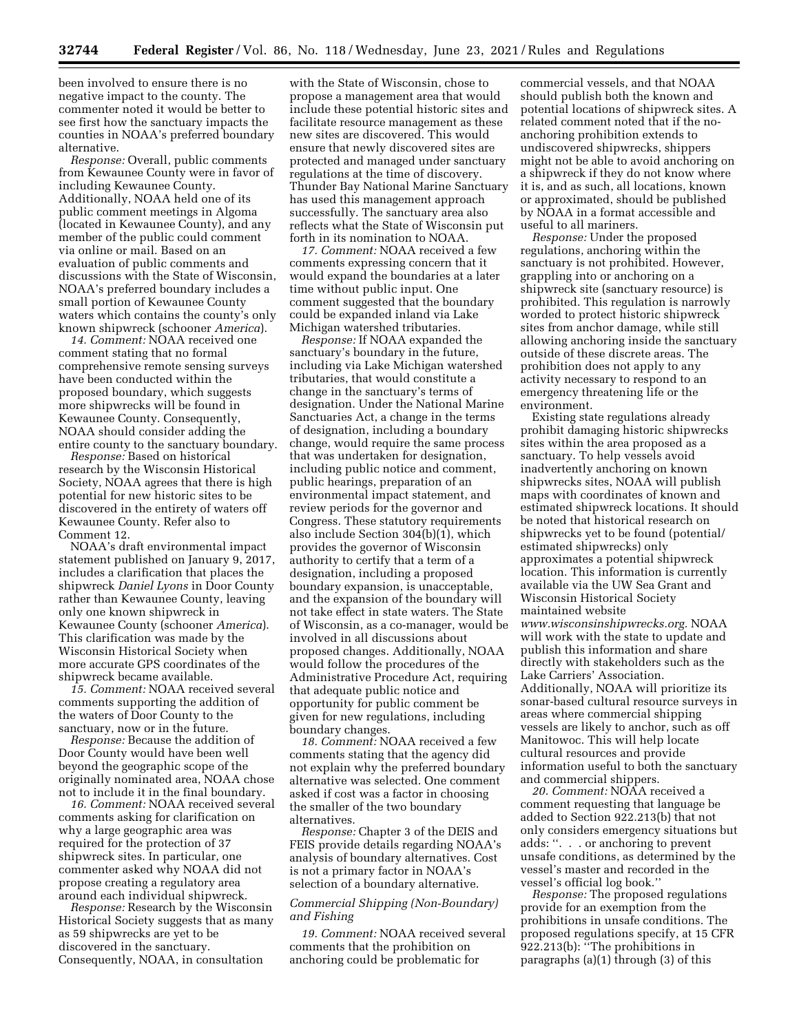been involved to ensure there is no negative impact to the county. The commenter noted it would be better to see first how the sanctuary impacts the counties in NOAA's preferred boundary alternative.

*Response:* Overall, public comments from Kewaunee County were in favor of including Kewaunee County. Additionally, NOAA held one of its public comment meetings in Algoma (located in Kewaunee County), and any member of the public could comment via online or mail. Based on an evaluation of public comments and discussions with the State of Wisconsin, NOAA's preferred boundary includes a small portion of Kewaunee County waters which contains the county's only known shipwreck (schooner *America*).

*14. Comment:* NOAA received one comment stating that no formal comprehensive remote sensing surveys have been conducted within the proposed boundary, which suggests more shipwrecks will be found in Kewaunee County. Consequently, NOAA should consider adding the entire county to the sanctuary boundary.

*Response:* Based on historical research by the Wisconsin Historical Society, NOAA agrees that there is high potential for new historic sites to be discovered in the entirety of waters off Kewaunee County. Refer also to Comment 12.

NOAA's draft environmental impact statement published on January 9, 2017, includes a clarification that places the shipwreck *Daniel Lyons* in Door County rather than Kewaunee County, leaving only one known shipwreck in Kewaunee County (schooner *America*). This clarification was made by the Wisconsin Historical Society when more accurate GPS coordinates of the shipwreck became available.

*15. Comment:* NOAA received several comments supporting the addition of the waters of Door County to the sanctuary, now or in the future.

*Response:* Because the addition of Door County would have been well beyond the geographic scope of the originally nominated area, NOAA chose not to include it in the final boundary.

*16. Comment:* NOAA received several comments asking for clarification on why a large geographic area was required for the protection of 37 shipwreck sites. In particular, one commenter asked why NOAA did not propose creating a regulatory area around each individual shipwreck.

*Response:* Research by the Wisconsin Historical Society suggests that as many as 59 shipwrecks are yet to be discovered in the sanctuary. Consequently, NOAA, in consultation with the State of Wisconsin, chose to propose a management area that would include these potential historic sites and facilitate resource management as these new sites are discovered. This would ensure that newly discovered sites are protected and managed under sanctuary regulations at the time of discovery. Thunder Bay National Marine Sanctuary has used this management approach successfully. The sanctuary area also reflects what the State of Wisconsin put forth in its nomination to NOAA.

*17. Comment:* NOAA received a few comments expressing concern that it would expand the boundaries at a later time without public input. One comment suggested that the boundary could be expanded inland via Lake Michigan watershed tributaries.

*Response:* If NOAA expanded the sanctuary's boundary in the future, including via Lake Michigan watershed tributaries, that would constitute a change in the sanctuary's terms of designation. Under the National Marine Sanctuaries Act, a change in the terms of designation, including a boundary change, would require the same process that was undertaken for designation, including public notice and comment, public hearings, preparation of an environmental impact statement, and review periods for the governor and Congress. These statutory requirements also include Section 304(b)(1), which provides the governor of Wisconsin authority to certify that a term of a designation, including a proposed boundary expansion, is unacceptable, and the expansion of the boundary will not take effect in state waters. The State of Wisconsin, as a co-manager, would be involved in all discussions about proposed changes. Additionally, NOAA would follow the procedures of the Administrative Procedure Act, requiring that adequate public notice and opportunity for public comment be given for new regulations, including boundary changes.

*18. Comment:* NOAA received a few comments stating that the agency did not explain why the preferred boundary alternative was selected. One comment asked if cost was a factor in choosing the smaller of the two boundary alternatives.

*Response:* Chapter 3 of the DEIS and FEIS provide details regarding NOAA's analysis of boundary alternatives. Cost is not a primary factor in NOAA's selection of a boundary alternative.

### *Commercial Shipping (Non-Boundary) and Fishing*

*19. Comment:* NOAA received several comments that the prohibition on anchoring could be problematic for commercial vessels, and that NOAA should publish both the known and potential locations of shipwreck sites. A related comment noted that if the no-anchoring prohibition extends to undiscovered shipwrecks, shippers might not be able to avoid anchoring on a shipwreck if they do not know where it is, and as such, all locations, known or approximated, should be published by NOAA in a format accessible and useful to all mariners.

*Response:* Under the proposed regulations, anchoring within the sanctuary is not prohibited. However, grappling into or anchoring on a shipwreck site (sanctuary resource) is prohibited. This regulation is narrowly worded to protect historic shipwreck sites from anchor damage, while still allowing anchoring inside the sanctuary outside of these discrete areas. The prohibition does not apply to any activity necessary to respond to an emergency threatening life or the environment.

Existing state regulations already prohibit damaging historic shipwrecks sites within the area proposed as a sanctuary. To help vessels avoid inadvertently anchoring on known shipwrecks sites, NOAA will publish maps with coordinates of known and estimated shipwreck locations. It should be noted that historical research on shipwrecks yet to be found (potential/estimated shipwrecks) only approximates a potential shipwreck location. This information is currently available via the UW Sea Grant and Wisconsin Historical Society maintained website *www.wisconsinshipwrecks.org.* NOAA will work with the state to update and publish this information and share directly with stakeholders such as the Lake Carriers' Association. Additionally, NOAA will prioritize its sonar-based cultural resource surveys in areas where commercial shipping vessels are likely to anchor, such as off Manitowoc. This will help locate cultural resources and provide information useful to both the sanctuary and commercial shippers.

*20. Comment:* NOAA received a comment requesting that language be added to Section 922.213(b) that not only considers emergency situations but adds: ''. . . or anchoring to prevent unsafe conditions, as determined by the vessel's master and recorded in the vessel's official log book.''

*Response:* The proposed regulations provide for an exemption from the prohibitions in unsafe conditions. The proposed regulations specify, at 15 CFR 922.213(b): ''The prohibitions in paragraphs (a)(1) through (3) of this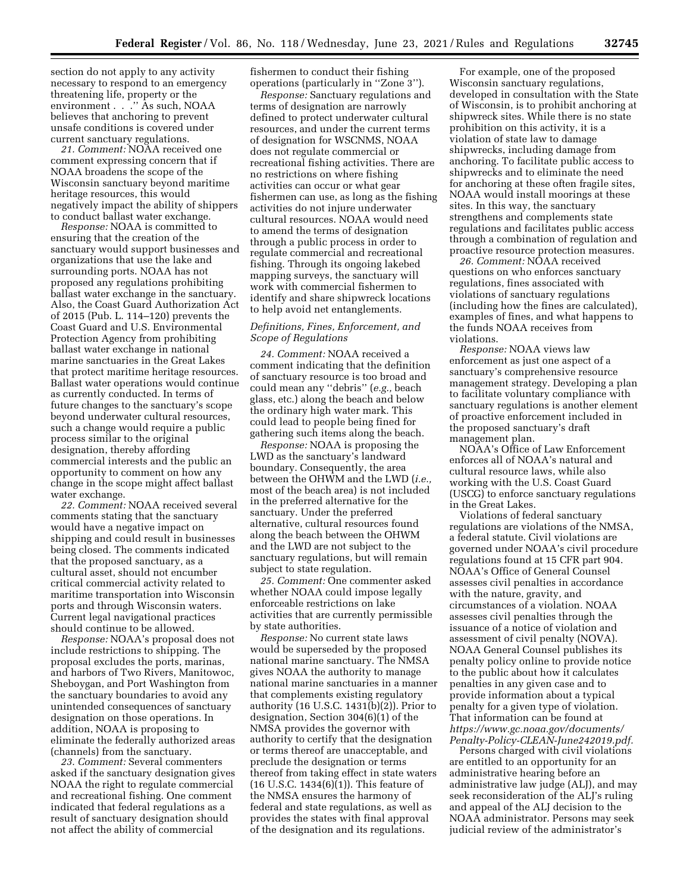section do not apply to any activity necessary to respond to an emergency threatening life, property or the environment . . .'' As such, NOAA believes that anchoring to prevent unsafe conditions is covered under current sanctuary regulations.

*21. Comment:* NOAA received one comment expressing concern that if NOAA broadens the scope of the Wisconsin sanctuary beyond maritime heritage resources, this would negatively impact the ability of shippers to conduct ballast water exchange.

*Response:* NOAA is committed to ensuring that the creation of the sanctuary would support businesses and organizations that use the lake and surrounding ports. NOAA has not proposed any regulations prohibiting ballast water exchange in the sanctuary. Also, the Coast Guard Authorization Act of 2015 (Pub. L. 114–120) prevents the Coast Guard and U.S. Environmental Protection Agency from prohibiting ballast water exchange in national marine sanctuaries in the Great Lakes that protect maritime heritage resources. Ballast water operations would continue as currently conducted. In terms of future changes to the sanctuary's scope beyond underwater cultural resources, such a change would require a public process similar to the original designation, thereby affording commercial interests and the public an opportunity to comment on how any change in the scope might affect ballast water exchange.

*22. Comment:* NOAA received several comments stating that the sanctuary would have a negative impact on shipping and could result in businesses being closed. The comments indicated that the proposed sanctuary, as a cultural asset, should not encumber critical commercial activity related to maritime transportation into Wisconsin ports and through Wisconsin waters. Current legal navigational practices should continue to be allowed.

*Response:* NOAA's proposal does not include restrictions to shipping. The proposal excludes the ports, marinas, and harbors of Two Rivers, Manitowoc, Sheboygan, and Port Washington from the sanctuary boundaries to avoid any unintended consequences of sanctuary designation on those operations. In addition, NOAA is proposing to eliminate the federally authorized areas (channels) from the sanctuary.

*23. Comment:* Several commenters asked if the sanctuary designation gives NOAA the right to regulate commercial and recreational fishing. One comment indicated that federal regulations as a result of sanctuary designation should not affect the ability of commercial fishermen to conduct their fishing operations (particularly in ''Zone 3'').

*Response:* Sanctuary regulations and terms of designation are narrowly defined to protect underwater cultural resources, and under the current terms of designation for WSCNMS, NOAA does not regulate commercial or recreational fishing activities. There are no restrictions on where fishing activities can occur or what gear fishermen can use, as long as the fishing activities do not injure underwater cultural resources. NOAA would need to amend the terms of designation through a public process in order to regulate commercial and recreational fishing. Through its ongoing lakebed mapping surveys, the sanctuary will work with commercial fishermen to identify and share shipwreck locations to help avoid net entanglements.

### *Definitions, Fines, Enforcement, and Scope of Regulations*

*24. Comment:* NOAA received a comment indicating that the definition of sanctuary resource is too broad and could mean any ''debris'' (*e.g.,* beach glass, etc.) along the beach and below the ordinary high water mark. This could lead to people being fined for gathering such items along the beach.

*Response:* NOAA is proposing the LWD as the sanctuary's landward boundary. Consequently, the area between the OHWM and the LWD (*i.e.,* most of the beach area) is not included in the preferred alternative for the sanctuary. Under the preferred alternative, cultural resources found along the beach between the OHWM and the LWD are not subject to the sanctuary regulations, but will remain subject to state regulation.

*25. Comment:* One commenter asked whether NOAA could impose legally enforceable restrictions on lake activities that are currently permissible by state authorities.

*Response:* No current state laws would be superseded by the proposed national marine sanctuary. The NMSA gives NOAA the authority to manage national marine sanctuaries in a manner that complements existing regulatory authority (16 U.S.C. 1431(b)(2)). Prior to designation, Section 304(6)(1) of the NMSA provides the governor with authority to certify that the designation or terms thereof are unacceptable, and preclude the designation or terms thereof from taking effect in state waters (16 U.S.C. 1434(6)(1)). This feature of the NMSA ensures the harmony of federal and state regulations, as well as provides the states with final approval of the designation and its regulations.

For example, one of the proposed Wisconsin sanctuary regulations, developed in consultation with the State of Wisconsin, is to prohibit anchoring at shipwreck sites. While there is no state prohibition on this activity, it is a violation of state law to damage shipwrecks, including damage from anchoring. To facilitate public access to shipwrecks and to eliminate the need for anchoring at these often fragile sites, NOAA would install moorings at these sites. In this way, the sanctuary strengthens and complements state regulations and facilitates public access through a combination of regulation and proactive resource protection measures.

*26. Comment:* NOAA received questions on who enforces sanctuary regulations, fines associated with violations of sanctuary regulations (including how the fines are calculated), examples of fines, and what happens to the funds NOAA receives from violations.

*Response:* NOAA views law enforcement as just one aspect of a sanctuary's comprehensive resource management strategy. Developing a plan to facilitate voluntary compliance with sanctuary regulations is another element of proactive enforcement included in the proposed sanctuary's draft management plan.

NOAA's Office of Law Enforcement enforces all of NOAA's natural and cultural resource laws, while also working with the U.S. Coast Guard (USCG) to enforce sanctuary regulations in the Great Lakes.

Violations of federal sanctuary regulations are violations of the NMSA, a federal statute. Civil violations are governed under NOAA's civil procedure regulations found at 15 CFR part 904. NOAA's Office of General Counsel assesses civil penalties in accordance with the nature, gravity, and circumstances of a violation. NOAA assesses civil penalties through the issuance of a notice of violation and assessment of civil penalty (NOVA). NOAA General Counsel publishes its penalty policy online to provide notice to the public about how it calculates penalties in any given case and to provide information about a typical penalty for a given type of violation. That information can be found at *https://www.gc.noaa.gov/documents/Penalty-Policy-CLEAN-June242019.pdf.*

Persons charged with civil violations are entitled to an opportunity for an administrative hearing before an administrative law judge (ALJ), and may seek reconsideration of the ALJ's ruling and appeal of the ALJ decision to the NOAA administrator. Persons may seek judicial review of the administrator's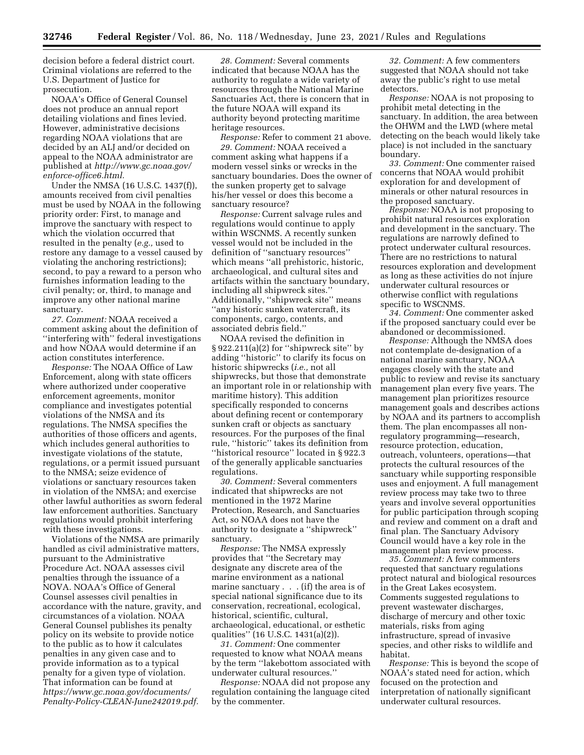decision before a federal district court. Criminal violations are referred to the U.S. Department of Justice for prosecution.

NOAA's Office of General Counsel does not produce an annual report detailing violations and fines levied. However, administrative decisions regarding NOAA violations that are decided by an ALJ and/or decided on appeal to the NOAA administrator are published at *http://www.gc.noaa.gov/enforce-office6.html.*

Under the NMSA (16 U.S.C. 1437(f)), amounts received from civil penalties must be used by NOAA in the following priority order: First, to manage and improve the sanctuary with respect to which the violation occurred that resulted in the penalty (*e.g.,* used to restore any damage to a vessel caused by violating the anchoring restrictions); second, to pay a reward to a person who furnishes information leading to the civil penalty; or, third, to manage and improve any other national marine sanctuary.

*27. Comment:* NOAA received a comment asking about the definition of ''interfering with'' federal investigations and how NOAA would determine if an action constitutes interference.

*Response:* The NOAA Office of Law Enforcement, along with state officers where authorized under cooperative enforcement agreements, monitor compliance and investigates potential violations of the NMSA and its regulations. The NMSA specifies the authorities of those officers and agents, which includes general authorities to investigate violations of the statute, regulations, or a permit issued pursuant to the NMSA; seize evidence of violations or sanctuary resources taken in violation of the NMSA; and exercise other lawful authorities as sworn federal law enforcement authorities. Sanctuary regulations would prohibit interfering with these investigations.

Violations of the NMSA are primarily handled as civil administrative matters, pursuant to the Administrative Procedure Act. NOAA assesses civil penalties through the issuance of a NOVA. NOAA's Office of General Counsel assesses civil penalties in accordance with the nature, gravity, and circumstances of a violation. NOAA General Counsel publishes its penalty policy on its website to provide notice to the public as to how it calculates penalties in any given case and to provide information as to a typical penalty for a given type of violation. That information can be found at *https://www.gc.noaa.gov/documents/Penalty-Policy-CLEAN-June242019.pdf.*

*28. Comment:* Several comments indicated that because NOAA has the authority to regulate a wide variety of resources through the National Marine Sanctuaries Act, there is concern that in the future NOAA will expand its authority beyond protecting maritime heritage resources.

*Response:* Refer to comment 21 above.

*29. Comment:* NOAA received a comment asking what happens if a modern vessel sinks or wrecks in the sanctuary boundaries. Does the owner of the sunken property get to salvage his/her vessel or does this become a sanctuary resource?

*Response:* Current salvage rules and regulations would continue to apply within WSCNMS. A recently sunken vessel would not be included in the definition of ''sanctuary resources'' which means ''all prehistoric, historic, archaeological, and cultural sites and artifacts within the sanctuary boundary, including all shipwreck sites.'' Additionally, ''shipwreck site'' means ''any historic sunken watercraft, its components, cargo, contents, and associated debris field.''

NOAA revised the definition in § 922.211(a)(2) for ''shipwreck site'' by adding ''historic'' to clarify its focus on historic shipwrecks (*i.e.,* not all shipwrecks, but those that demonstrate an important role in or relationship with maritime history). This addition specifically responded to concerns about defining recent or contemporary sunken craft or objects as sanctuary resources. For the purposes of the final rule, ''historic'' takes its definition from ''historical resource'' located in § 922.3 of the generally applicable sanctuaries regulations.

*30. Comment:* Several commenters indicated that shipwrecks are not mentioned in the 1972 Marine Protection, Research, and Sanctuaries Act, so NOAA does not have the authority to designate a ''shipwreck'' sanctuary.

*Response:* The NMSA expressly provides that ''the Secretary may designate any discrete area of the marine environment as a national marine sanctuary . . . (if) the area is of special national significance due to its conservation, recreational, ecological, historical, scientific, cultural, archaeological, educational, or esthetic qualities'' (16 U.S.C. 1431(a)(2)).

*31. Comment:* One commenter requested to know what NOAA means by the term ''lakebottom associated with underwater cultural resources.''

*Response:* NOAA did not propose any regulation containing the language cited by the commenter.

*32. Comment:* A few commenters suggested that NOAA should not take away the public's right to use metal detectors.

*Response:* NOAA is not proposing to prohibit metal detecting in the sanctuary. In addition, the area between the OHWM and the LWD (where metal detecting on the beach would likely take place) is not included in the sanctuary boundary.

*33. Comment:* One commenter raised concerns that NOAA would prohibit exploration for and development of minerals or other natural resources in the proposed sanctuary.

*Response:* NOAA is not proposing to prohibit natural resources exploration and development in the sanctuary. The regulations are narrowly defined to protect underwater cultural resources. There are no restrictions to natural resources exploration and development as long as these activities do not injure underwater cultural resources or otherwise conflict with regulations specific to WSCNMS.

*34. Comment:* One commenter asked if the proposed sanctuary could ever be abandoned or decommissioned.

*Response:* Although the NMSA does not contemplate de-designation of a national marine sanctuary, NOAA engages closely with the state and public to review and revise its sanctuary management plan every five years. The management plan prioritizes resource management goals and describes actions by NOAA and its partners to accomplish them. The plan encompasses all non-regulatory programming—research, resource protection, education, outreach, volunteers, operations—that protects the cultural resources of the sanctuary while supporting responsible uses and enjoyment. A full management review process may take two to three years and involve several opportunities for public participation through scoping and review and comment on a draft and final plan. The Sanctuary Advisory Council would have a key role in the management plan review process.

*35. Comment:* A few commenters requested that sanctuary regulations protect natural and biological resources in the Great Lakes ecosystem. Comments suggested regulations to prevent wastewater discharges, discharge of mercury and other toxic materials, risks from aging infrastructure, spread of invasive species, and other risks to wildlife and habitat.

*Response:* This is beyond the scope of NOAA's stated need for action, which focused on the protection and interpretation of nationally significant underwater cultural resources.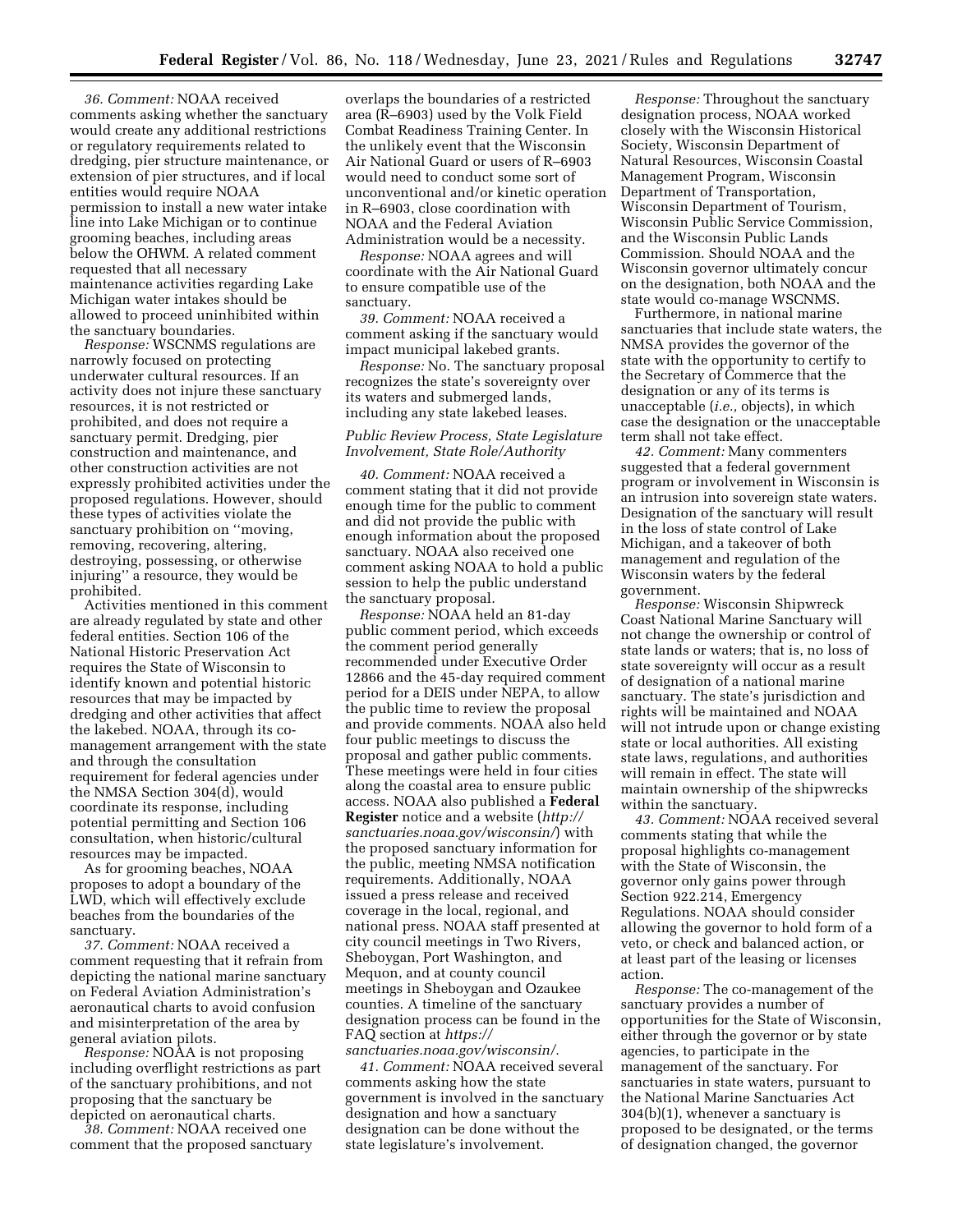*36. Comment:* NOAA received comments asking whether the sanctuary would create any additional restrictions or regulatory requirements related to dredging, pier structure maintenance, or extension of pier structures, and if local entities would require NOAA permission to install a new water intake line into Lake Michigan or to continue grooming beaches, including areas below the OHWM. A related comment requested that all necessary maintenance activities regarding Lake Michigan water intakes should be allowed to proceed uninhibited within the sanctuary boundaries.

*Response:* WSCNMS regulations are narrowly focused on protecting underwater cultural resources. If an activity does not injure these sanctuary resources, it is not restricted or prohibited, and does not require a sanctuary permit. Dredging, pier construction and maintenance, and other construction activities are not expressly prohibited activities under the proposed regulations. However, should these types of activities violate the sanctuary prohibition on ''moving, removing, recovering, altering, destroying, possessing, or otherwise injuring'' a resource, they would be prohibited.

Activities mentioned in this comment are already regulated by state and other federal entities. Section 106 of the National Historic Preservation Act requires the State of Wisconsin to identify known and potential historic resources that may be impacted by dredging and other activities that affect the lakebed. NOAA, through its co-management arrangement with the state and through the consultation requirement for federal agencies under the NMSA Section 304(d), would coordinate its response, including potential permitting and Section 106 consultation, when historic/cultural resources may be impacted.

As for grooming beaches, NOAA proposes to adopt a boundary of the LWD, which will effectively exclude beaches from the boundaries of the sanctuary.

*37. Comment:* NOAA received a comment requesting that it refrain from depicting the national marine sanctuary on Federal Aviation Administration's aeronautical charts to avoid confusion and misinterpretation of the area by general aviation pilots.

*Response:* NOAA is not proposing including overflight restrictions as part of the sanctuary prohibitions, and not proposing that the sanctuary be depicted on aeronautical charts.

*38. Comment:* NOAA received one comment that the proposed sanctuary overlaps the boundaries of a restricted area (R–6903) used by the Volk Field Combat Readiness Training Center. In the unlikely event that the Wisconsin Air National Guard or users of R–6903 would need to conduct some sort of unconventional and/or kinetic operation in R–6903, close coordination with NOAA and the Federal Aviation Administration would be a necessity.

*Response:* NOAA agrees and will coordinate with the Air National Guard to ensure compatible use of the sanctuary.

*39. Comment:* NOAA received a comment asking if the sanctuary would impact municipal lakebed grants.

*Response:* No. The sanctuary proposal recognizes the state's sovereignty over its waters and submerged lands, including any state lakebed leases.

### *Public Review Process, State Legislature Involvement, State Role/Authority*

*40. Comment:* NOAA received a comment stating that it did not provide enough time for the public to comment and did not provide the public with enough information about the proposed sanctuary. NOAA also received one comment asking NOAA to hold a public session to help the public understand the sanctuary proposal.

*Response:* NOAA held an 81-day public comment period, which exceeds the comment period generally recommended under Executive Order 12866 and the 45-day required comment period for a DEIS under NEPA, to allow the public time to review the proposal and provide comments. NOAA also held four public meetings to discuss the proposal and gather public comments. These meetings were held in four cities along the coastal area to ensure public access. NOAA also published a **Federal Register** notice and a website (*http://sanctuaries.noaa.gov/wisconsin/*) with the proposed sanctuary information for the public, meeting NMSA notification requirements. Additionally, NOAA issued a press release and received coverage in the local, regional, and national press. NOAA staff presented at city council meetings in Two Rivers, Sheboygan, Port Washington, and Mequon, and at county council meetings in Sheboygan and Ozaukee counties. A timeline of the sanctuary designation process can be found in the FAQ section at *https://sanctuaries.noaa.gov/wisconsin/*.

*41. Comment:* NOAA received several comments asking how the state government is involved in the sanctuary designation and how a sanctuary designation can be done without the state legislature's involvement.

*Response:* Throughout the sanctuary designation process, NOAA worked closely with the Wisconsin Historical Society, Wisconsin Department of Natural Resources, Wisconsin Coastal Management Program, Wisconsin Department of Transportation, Wisconsin Department of Tourism, Wisconsin Public Service Commission, and the Wisconsin Public Lands Commission. Should NOAA and the Wisconsin governor ultimately concur on the designation, both NOAA and the state would co-manage WSCNMS.

Furthermore, in national marine sanctuaries that include state waters, the NMSA provides the governor of the state with the opportunity to certify to the Secretary of Commerce that the designation or any of its terms is unacceptable (*i.e.,* objects), in which case the designation or the unacceptable term shall not take effect.

*42. Comment:* Many commenters suggested that a federal government program or involvement in Wisconsin is an intrusion into sovereign state waters. Designation of the sanctuary will result in the loss of state control of Lake Michigan, and a takeover of both management and regulation of the Wisconsin waters by the federal government.

*Response:* Wisconsin Shipwreck Coast National Marine Sanctuary will not change the ownership or control of state lands or waters; that is, no loss of state sovereignty will occur as a result of designation of a national marine sanctuary. The state's jurisdiction and rights will be maintained and NOAA will not intrude upon or change existing state or local authorities. All existing state laws, regulations, and authorities will remain in effect. The state will maintain ownership of the shipwrecks within the sanctuary.

*43. Comment:* NOAA received several comments stating that while the proposal highlights co-management with the State of Wisconsin, the governor only gains power through Section 922.214, Emergency Regulations. NOAA should consider allowing the governor to hold form of a veto, or check and balanced action, or at least part of the leasing or licenses action.

*Response:* The co-management of the sanctuary provides a number of opportunities for the State of Wisconsin, either through the governor or by state agencies, to participate in the management of the sanctuary. For sanctuaries in state waters, pursuant to the National Marine Sanctuaries Act 304(b)(1), whenever a sanctuary is proposed to be designated, or the terms of designation changed, the governor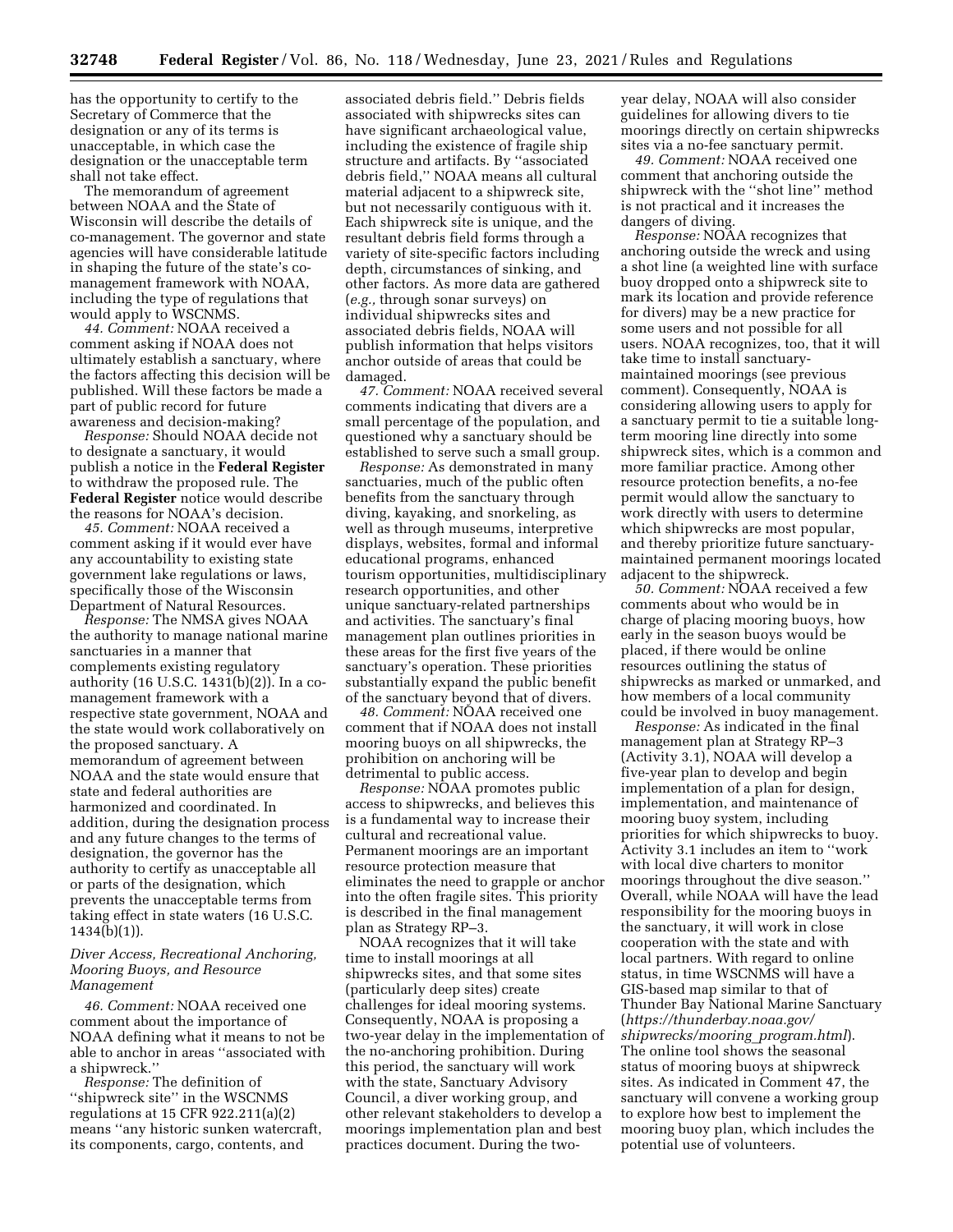has the opportunity to certify to the Secretary of Commerce that the designation or any of its terms is unacceptable, in which case the designation or the unacceptable term shall not take effect.

The memorandum of agreement between NOAA and the State of Wisconsin will describe the details of co-management. The governor and state agencies will have considerable latitude in shaping the future of the state's co-management framework with NOAA, including the type of regulations that would apply to WSCNMS.

*44. Comment:* NOAA received a comment asking if NOAA does not ultimately establish a sanctuary, where the factors affecting this decision will be published. Will these factors be made a part of public record for future awareness and decision-making?

*Response:* Should NOAA decide not to designate a sanctuary, it would publish a notice in the **Federal Register** to withdraw the proposed rule. The **Federal Register** notice would describe the reasons for NOAA's decision.

*45. Comment:* NOAA received a comment asking if it would ever have any accountability to existing state government lake regulations or laws, specifically those of the Wisconsin Department of Natural Resources.

*Response:* The NMSA gives NOAA the authority to manage national marine sanctuaries in a manner that complements existing regulatory authority (16 U.S.C. 1431(b)(2)). In a co-management framework with a respective state government, NOAA and the state would work collaboratively on the proposed sanctuary. A memorandum of agreement between NOAA and the state would ensure that state and federal authorities are harmonized and coordinated. In addition, during the designation process and any future changes to the terms of designation, the governor has the authority to certify as unacceptable all or parts of the designation, which prevents the unacceptable terms from taking effect in state waters (16 U.S.C. 1434(b)(1)).

### *Diver Access, Recreational Anchoring, Mooring Buoys, and Resource Management*

*46. Comment:* NOAA received one comment about the importance of NOAA defining what it means to not be able to anchor in areas ''associated with a shipwreck.''

*Response:* The definition of ''shipwreck site'' in the WSCNMS regulations at 15 CFR 922.211(a)(2) means ''any historic sunken watercraft, its components, cargo, contents, and associated debris field.'' Debris fields associated with shipwrecks sites can have significant archaeological value, including the existence of fragile ship structure and artifacts. By ''associated debris field,'' NOAA means all cultural material adjacent to a shipwreck site, but not necessarily contiguous with it. Each shipwreck site is unique, and the resultant debris field forms through a variety of site-specific factors including depth, circumstances of sinking, and other factors. As more data are gathered (*e.g.,* through sonar surveys) on individual shipwrecks sites and associated debris fields, NOAA will publish information that helps visitors anchor outside of areas that could be damaged.

*47. Comment:* NOAA received several comments indicating that divers are a small percentage of the population, and questioned why a sanctuary should be established to serve such a small group.

*Response:* As demonstrated in many sanctuaries, much of the public often benefits from the sanctuary through diving, kayaking, and snorkeling, as well as through museums, interpretive displays, websites, formal and informal educational programs, enhanced tourism opportunities, multidisciplinary research opportunities, and other unique sanctuary-related partnerships and activities. The sanctuary's final management plan outlines priorities in these areas for the first five years of the sanctuary's operation. These priorities substantially expand the public benefit of the sanctuary beyond that of divers.

*48. Comment:* NOAA received one comment that if NOAA does not install mooring buoys on all shipwrecks, the prohibition on anchoring will be detrimental to public access.

*Response:* NOAA promotes public access to shipwrecks, and believes this is a fundamental way to increase their cultural and recreational value. Permanent moorings are an important resource protection measure that eliminates the need to grapple or anchor into the often fragile sites. This priority is described in the final management plan as Strategy RP–3.

NOAA recognizes that it will take time to install moorings at all shipwrecks sites, and that some sites (particularly deep sites) create challenges for ideal mooring systems. Consequently, NOAA is proposing a two-year delay in the implementation of the no-anchoring prohibition. During this period, the sanctuary will work with the state, Sanctuary Advisory Council, a diver working group, and other relevant stakeholders to develop a moorings implementation plan and best practices document. During the two-year delay, NOAA will also consider guidelines for allowing divers to tie moorings directly on certain shipwrecks sites via a no-fee sanctuary permit.

*49. Comment:* NOAA received one comment that anchoring outside the shipwreck with the ''shot line'' method is not practical and it increases the dangers of diving.

*Response:* NOAA recognizes that anchoring outside the wreck and using a shot line (a weighted line with surface buoy dropped onto a shipwreck site to mark its location and provide reference for divers) may be a new practice for some users and not possible for all users. NOAA recognizes, too, that it will take time to install sanctuary-maintained moorings (see previous comment). Consequently, NOAA is considering allowing users to apply for a sanctuary permit to tie a suitable long-term mooring line directly into some shipwreck sites, which is a common and more familiar practice. Among other resource protection benefits, a no-fee permit would allow the sanctuary to work directly with users to determine which shipwrecks are most popular, and thereby prioritize future sanctuary-maintained permanent moorings located adjacent to the shipwreck.

*50. Comment:* NOAA received a few comments about who would be in charge of placing mooring buoys, how early in the season buoys would be placed, if there would be online resources outlining the status of shipwrecks as marked or unmarked, and how members of a local community could be involved in buoy management.

*Response:* As indicated in the final management plan at Strategy RP–3 (Activity 3.1), NOAA will develop a five-year plan to develop and begin implementation of a plan for design, implementation, and maintenance of mooring buoy system, including priorities for which shipwrecks to buoy. Activity 3.1 includes an item to ''work with local dive charters to monitor moorings throughout the dive season.'' Overall, while NOAA will have the lead responsibility for the mooring buoys in the sanctuary, it will work in close cooperation with the state and with local partners. With regard to online status, in time WSCNMS will have a GIS-based map similar to that of Thunder Bay National Marine Sanctuary (*https://thunderbay.noaa.gov/shipwrecks/mooring_program.html*). The online tool shows the seasonal status of mooring buoys at shipwreck sites. As indicated in Comment 47, the sanctuary will convene a working group to explore how best to implement the mooring buoy plan, which includes the potential use of volunteers.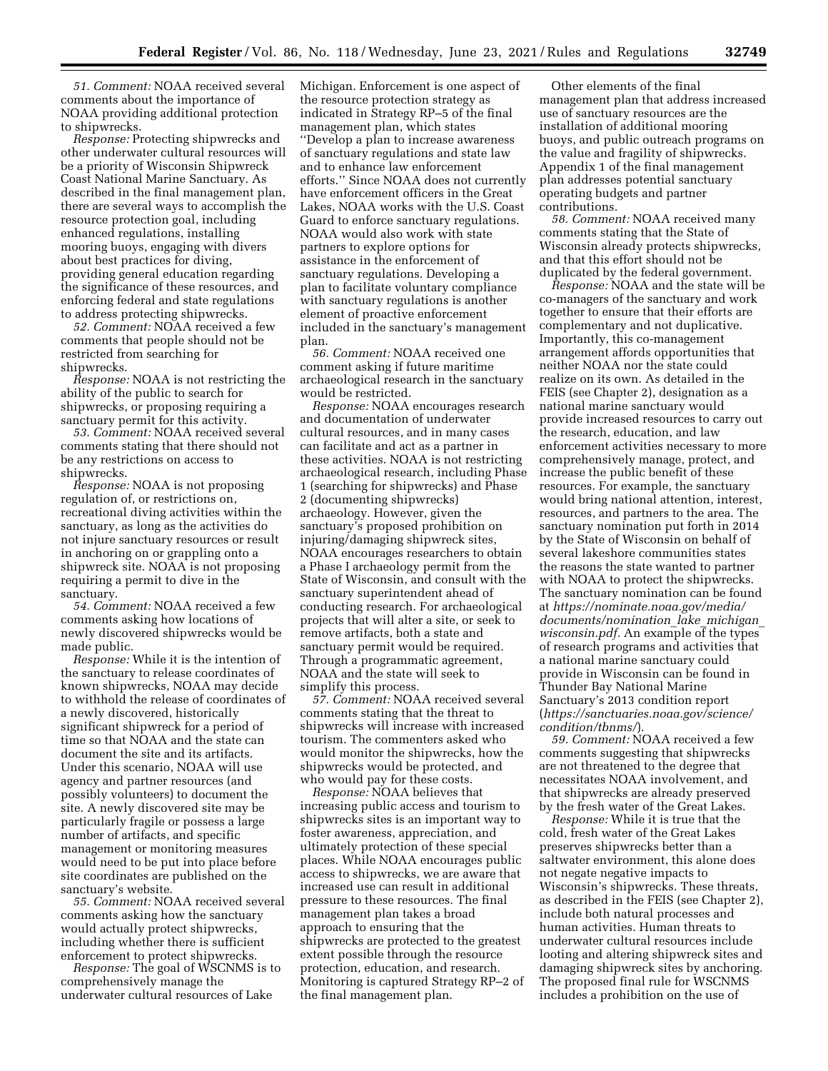*51. Comment:* NOAA received several comments about the importance of NOAA providing additional protection to shipwrecks.

*Response:* Protecting shipwrecks and other underwater cultural resources will be a priority of Wisconsin Shipwreck Coast National Marine Sanctuary. As described in the final management plan, there are several ways to accomplish the resource protection goal, including enhanced regulations, installing mooring buoys, engaging with divers about best practices for diving, providing general education regarding the significance of these resources, and enforcing federal and state regulations to address protecting shipwrecks.

*52. Comment:* NOAA received a few comments that people should not be restricted from searching for shipwrecks.

*Response:* NOAA is not restricting the ability of the public to search for shipwrecks, or proposing requiring a sanctuary permit for this activity.

*53. Comment:* NOAA received several comments stating that there should not be any restrictions on access to shipwrecks.

*Response:* NOAA is not proposing regulation of, or restrictions on, recreational diving activities within the sanctuary, as long as the activities do not injure sanctuary resources or result in anchoring on or grappling onto a shipwreck site. NOAA is not proposing requiring a permit to dive in the sanctuary.

*54. Comment:* NOAA received a few comments asking how locations of newly discovered shipwrecks would be made public.

*Response:* While it is the intention of the sanctuary to release coordinates of known shipwrecks, NOAA may decide to withhold the release of coordinates of a newly discovered, historically significant shipwreck for a period of time so that NOAA and the state can document the site and its artifacts. Under this scenario, NOAA will use agency and partner resources (and possibly volunteers) to document the site. A newly discovered site may be particularly fragile or possess a large number of artifacts, and specific management or monitoring measures would need to be put into place before site coordinates are published on the sanctuary's website.

*55. Comment:* NOAA received several comments asking how the sanctuary would actually protect shipwrecks, including whether there is sufficient enforcement to protect shipwrecks.

*Response:* The goal of WSCNMS is to comprehensively manage the underwater cultural resources of Lake Michigan. Enforcement is one aspect of the resource protection strategy as indicated in Strategy RP–5 of the final management plan, which states "Develop a plan to increase awareness of sanctuary regulations and state law and to enhance law enforcement efforts." Since NOAA does not currently have enforcement officers in the Great Lakes, NOAA works with the U.S. Coast Guard to enforce sanctuary regulations. NOAA would also work with state partners to explore options for assistance in the enforcement of sanctuary regulations. Developing a plan to facilitate voluntary compliance with sanctuary regulations is another element of proactive enforcement included in the sanctuary's management plan.

*56. Comment:* NOAA received one comment asking if future maritime archaeological research in the sanctuary would be restricted.

*Response:* NOAA encourages research and documentation of underwater cultural resources, and in many cases can facilitate and act as a partner in these activities. NOAA is not restricting archaeological research, including Phase 1 (searching for shipwrecks) and Phase 2 (documenting shipwrecks) archaeology. However, given the sanctuary's proposed prohibition on injuring/damaging shipwreck sites, NOAA encourages researchers to obtain a Phase I archaeology permit from the State of Wisconsin, and consult with the sanctuary superintendent ahead of conducting research. For archaeological projects that will alter a site, or seek to remove artifacts, both a state and sanctuary permit would be required. Through a programmatic agreement, NOAA and the state will seek to simplify this process.

*57. Comment:* NOAA received several comments stating that the threat to shipwrecks will increase with increased tourism. The commenters asked who would monitor the shipwrecks, how the shipwrecks would be protected, and who would pay for these costs.

*Response:* NOAA believes that increasing public access and tourism to shipwrecks sites is an important way to foster awareness, appreciation, and ultimately protection of these special places. While NOAA encourages public access to shipwrecks, we are aware that increased use can result in additional pressure to these resources. The final management plan takes a broad approach to ensuring that the shipwrecks are protected to the greatest extent possible through the resource protection, education, and research. Monitoring is captured Strategy RP–2 of the final management plan.

Other elements of the final management plan that address increased use of sanctuary resources are the installation of additional mooring buoys, and public outreach programs on the value and fragility of shipwrecks. Appendix 1 of the final management plan addresses potential sanctuary operating budgets and partner contributions.

*58. Comment:* NOAA received many comments stating that the State of Wisconsin already protects shipwrecks, and that this effort should not be duplicated by the federal government.

*Response:* NOAA and the state will be co-managers of the sanctuary and work together to ensure that their efforts are complementary and not duplicative. Importantly, this co-management arrangement affords opportunities that neither NOAA nor the state could realize on its own. As detailed in the FEIS (see Chapter 2), designation as a national marine sanctuary would provide increased resources to carry out the research, education, and law enforcement activities necessary to more comprehensively manage, protect, and increase the public benefit of these resources. For example, the sanctuary would bring national attention, interest, resources, and partners to the area. The sanctuary nomination put forth in 2014 by the State of Wisconsin on behalf of several lakeshore communities states the reasons the state wanted to partner with NOAA to protect the shipwrecks. The sanctuary nomination can be found at *https://nominate.noaa.gov/media/documents/nomination_lake_michigan_wisconsin.pdf.* An example of the types of research programs and activities that a national marine sanctuary could provide in Wisconsin can be found in Thunder Bay National Marine Sanctuary's 2013 condition report (*https://sanctuaries.noaa.gov/science/condition/tbnms/*).

*59. Comment:* NOAA received a few comments suggesting that shipwrecks are not threatened to the degree that necessitates NOAA involvement, and that shipwrecks are already preserved by the fresh water of the Great Lakes.

*Response:* While it is true that the cold, fresh water of the Great Lakes preserves shipwrecks better than a saltwater environment, this alone does not negate negative impacts to Wisconsin's shipwrecks. These threats, as described in the FEIS (see Chapter 2), include both natural processes and human activities. Human threats to underwater cultural resources include looting and altering shipwreck sites and damaging shipwreck sites by anchoring. The proposed final rule for WSCNMS includes a prohibition on the use of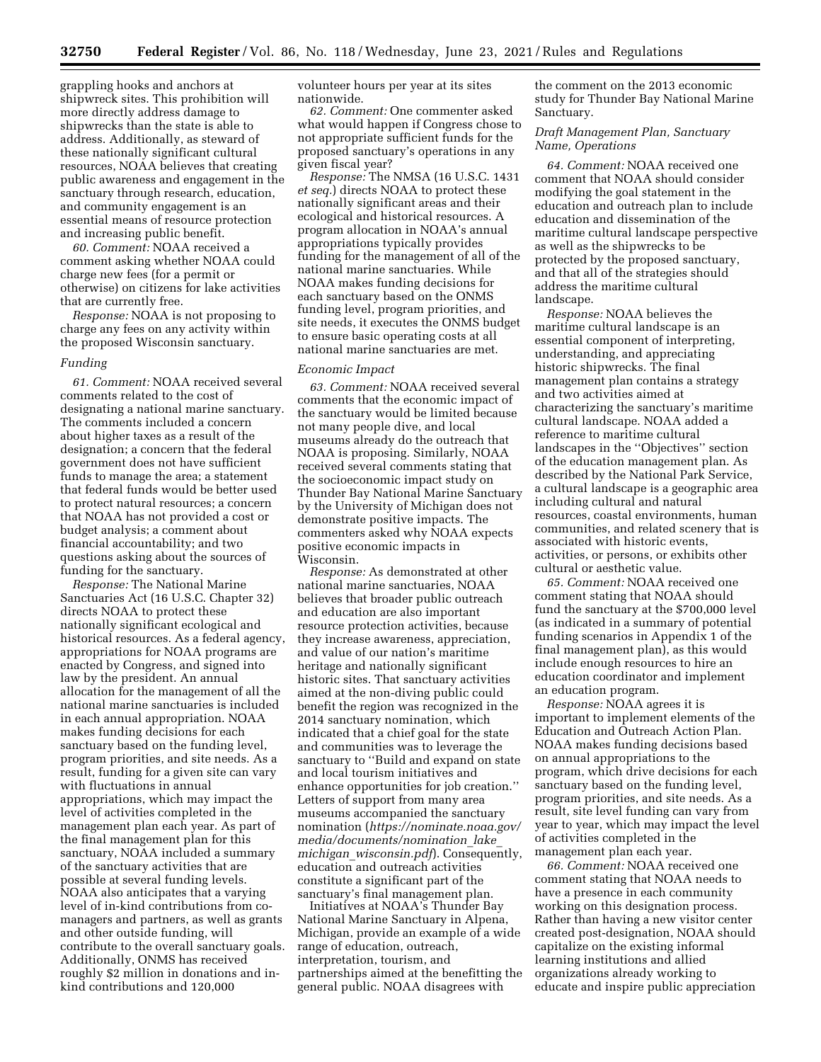grappling hooks and anchors at shipwreck sites. This prohibition will more directly address damage to shipwrecks than the state is able to address. Additionally, as steward of these nationally significant cultural resources, NOAA believes that creating public awareness and engagement in the sanctuary through research, education, and community engagement is an essential means of resource protection and increasing public benefit.

*60. Comment:* NOAA received a comment asking whether NOAA could charge new fees (for a permit or otherwise) on citizens for lake activities that are currently free.

*Response:* NOAA is not proposing to charge any fees on any activity within the proposed Wisconsin sanctuary.

### *Funding*

*61. Comment:* NOAA received several comments related to the cost of designating a national marine sanctuary. The comments included a concern about higher taxes as a result of the designation; a concern that the federal government does not have sufficient funds to manage the area; a statement that federal funds would be better used to protect natural resources; a concern that NOAA has not provided a cost or budget analysis; a comment about financial accountability; and two questions asking about the sources of funding for the sanctuary.

*Response:* The National Marine Sanctuaries Act (16 U.S.C. Chapter 32) directs NOAA to protect these nationally significant ecological and historical resources. As a federal agency, appropriations for NOAA programs are enacted by Congress, and signed into law by the president. An annual allocation for the management of all the national marine sanctuaries is included in each annual appropriation. NOAA makes funding decisions for each sanctuary based on the funding level, program priorities, and site needs. As a result, funding for a given site can vary with fluctuations in annual appropriations, which may impact the level of activities completed in the management plan each year. As part of the final management plan for this sanctuary, NOAA included a summary of the sanctuary activities that are possible at several funding levels. NOAA also anticipates that a varying level of in-kind contributions from co-managers and partners, as well as grants and other outside funding, will contribute to the overall sanctuary goals. Additionally, ONMS has received roughly $2 million in donations and in-kind contributions and 120,000 volunteer hours per year at its sites nationwide.

*62. Comment:* One commenter asked what would happen if Congress chose to not appropriate sufficient funds for the proposed sanctuary's operations in any given fiscal year?

*Response:* The NMSA (16 U.S.C. 1431 *et seq.*) directs NOAA to protect these nationally significant areas and their ecological and historical resources. A program allocation in NOAA's annual appropriations typically provides funding for the management of all of the national marine sanctuaries. While NOAA makes funding decisions for each sanctuary based on the ONMS funding level, program priorities, and site needs, it executes the ONMS budget to ensure basic operating costs at all national marine sanctuaries are met.

### *Economic Impact*

*63. Comment:* NOAA received several comments that the economic impact of the sanctuary would be limited because not many people dive, and local museums already do the outreach that NOAA is proposing. Similarly, NOAA received several comments stating that the socioeconomic impact study on Thunder Bay National Marine Sanctuary by the University of Michigan does not demonstrate positive impacts. The commenters asked why NOAA expects positive economic impacts in Wisconsin.

*Response:* As demonstrated at other national marine sanctuaries, NOAA believes that broader public outreach and education are also important resource protection activities, because they increase awareness, appreciation, and value of our nation's maritime heritage and nationally significant historic sites. That sanctuary activities aimed at the non-diving public could benefit the region was recognized in the 2014 sanctuary nomination, which indicated that a chief goal for the state and communities was to leverage the sanctuary to ''Build and expand on state and local tourism initiatives and enhance opportunities for job creation.'' Letters of support from many area museums accompanied the sanctuary nomination (*https://nominate.noaa.gov/media/documents/nomination_lake_michigan_wisconsin.pdf*). Consequently, education and outreach activities constitute a significant part of the sanctuary's final management plan.

Initiatives at NOAA's Thunder Bay National Marine Sanctuary in Alpena, Michigan, provide an example of a wide range of education, outreach, interpretation, tourism, and partnerships aimed at the benefitting the general public. NOAA disagrees with the comment on the 2013 economic study for Thunder Bay National Marine Sanctuary.

### *Draft Management Plan, Sanctuary Name, Operations*

*64. Comment:* NOAA received one comment that NOAA should consider modifying the goal statement in the education and outreach plan to include education and dissemination of the maritime cultural landscape perspective as well as the shipwrecks to be protected by the proposed sanctuary, and that all of the strategies should address the maritime cultural landscape.

*Response:* NOAA believes the maritime cultural landscape is an essential component of interpreting, understanding, and appreciating historic shipwrecks. The final management plan contains a strategy and two activities aimed at characterizing the sanctuary's maritime cultural landscape. NOAA added a reference to maritime cultural landscapes in the ''Objectives'' section of the education management plan. As described by the National Park Service, a cultural landscape is a geographic area including cultural and natural resources, coastal environments, human communities, and related scenery that is associated with historic events, activities, or persons, or exhibits other cultural or aesthetic value.

*65. Comment:* NOAA received one comment stating that NOAA should fund the sanctuary at the $700,000 level (as indicated in a summary of potential funding scenarios in Appendix 1 of the final management plan), as this would include enough resources to hire an education coordinator and implement an education program.

*Response:* NOAA agrees it is important to implement elements of the Education and Outreach Action Plan. NOAA makes funding decisions based on annual appropriations to the program, which drive decisions for each sanctuary based on the funding level, program priorities, and site needs. As a result, site level funding can vary from year to year, which may impact the level of activities completed in the management plan each year.

*66. Comment:* NOAA received one comment stating that NOAA needs to have a presence in each community working on this designation process. Rather than having a new visitor center created post-designation, NOAA should capitalize on the existing informal learning institutions and allied organizations already working to educate and inspire public appreciation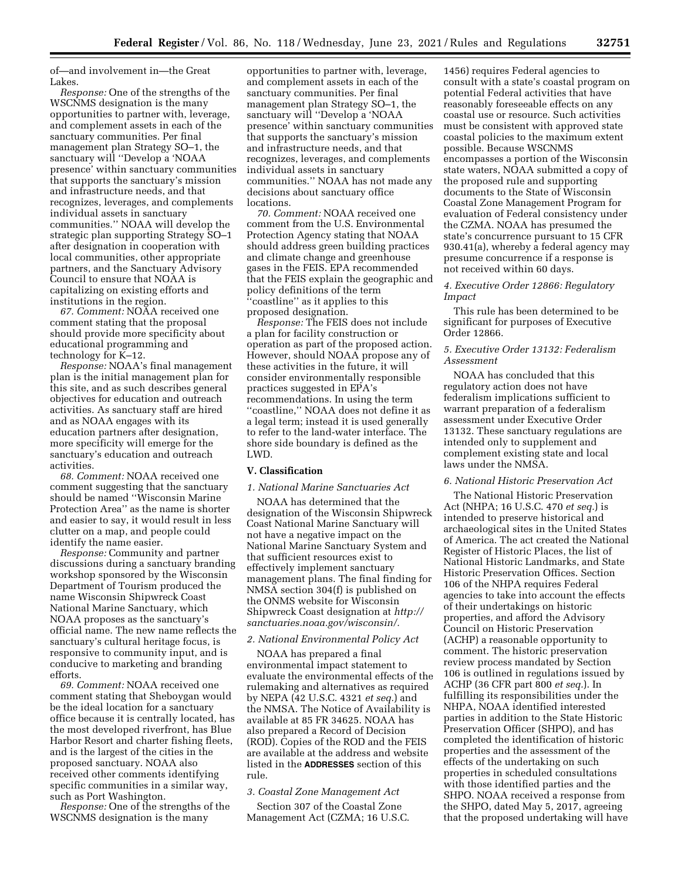of—and involvement in—the Great Lakes.

*Response:* One of the strengths of the WSCNMS designation is the many opportunities to partner with, leverage, and complement assets in each of the sanctuary communities. Per final management plan Strategy SO–1, the sanctuary will ''Develop a 'NOAA presence' within sanctuary communities that supports the sanctuary's mission and infrastructure needs, and that recognizes, leverages, and complements individual assets in sanctuary communities.'' NOAA will develop the strategic plan supporting Strategy SO–1 after designation in cooperation with local communities, other appropriate partners, and the Sanctuary Advisory Council to ensure that NOAA is capitalizing on existing efforts and institutions in the region.

*67. Comment:* NOAA received one comment stating that the proposal should provide more specificity about educational programming and technology for K–12.

*Response:* NOAA's final management plan is the initial management plan for this site, and as such describes general objectives for education and outreach activities. As sanctuary staff are hired and as NOAA engages with its education partners after designation, more specificity will emerge for the sanctuary's education and outreach activities.

*68. Comment:* NOAA received one comment suggesting that the sanctuary should be named ''Wisconsin Marine Protection Area'' as the name is shorter and easier to say, it would result in less clutter on a map, and people could identify the name easier.

*Response:* Community and partner discussions during a sanctuary branding workshop sponsored by the Wisconsin Department of Tourism produced the name Wisconsin Shipwreck Coast National Marine Sanctuary, which NOAA proposes as the sanctuary's official name. The new name reflects the sanctuary's cultural heritage focus, is responsive to community input, and is conducive to marketing and branding efforts.

*69. Comment:* NOAA received one comment stating that Sheboygan would be the ideal location for a sanctuary office because it is centrally located, has the most developed riverfront, has Blue Harbor Resort and charter fishing fleets, and is the largest of the cities in the proposed sanctuary. NOAA also received other comments identifying specific communities in a similar way, such as Port Washington.

*Response:* One of the strengths of the WSCNMS designation is the many opportunities to partner with, leverage, and complement assets in each of the sanctuary communities. Per final management plan Strategy SO–1, the sanctuary will ''Develop a 'NOAA presence' within sanctuary communities that supports the sanctuary's mission and infrastructure needs, and that recognizes, leverages, and complements individual assets in sanctuary communities.'' NOAA has not made any decisions about sanctuary office locations.

*70. Comment:* NOAA received one comment from the U.S. Environmental Protection Agency stating that NOAA should address green building practices and climate change and greenhouse gases in the FEIS. EPA recommended that the FEIS explain the geographic and policy definitions of the term ''coastline'' as it applies to this proposed designation.

*Response:* The FEIS does not include a plan for facility construction or operation as part of the proposed action. However, should NOAA propose any of these activities in the future, it will consider environmentally responsible practices suggested in EPA's recommendations. In using the term ''coastline,'' NOAA does not define it as a legal term; instead it is used generally to refer to the land-water interface. The shore side boundary is defined as the LWD.

## V. Classification

### *1. National Marine Sanctuaries Act*

NOAA has determined that the designation of the Wisconsin Shipwreck Coast National Marine Sanctuary will not have a negative impact on the National Marine Sanctuary System and that sufficient resources exist to effectively implement sanctuary management plans. The final finding for NMSA section 304(f) is published on the ONMS website for Wisconsin Shipwreck Coast designation at *http://sanctuaries.noaa.gov/wisconsin/*.

### *2. National Environmental Policy Act*

NOAA has prepared a final environmental impact statement to evaluate the environmental effects of the rulemaking and alternatives as required by NEPA (42 U.S.C. 4321 *et seq.*) and the NMSA. The Notice of Availability is available at 85 FR 34625. NOAA has also prepared a Record of Decision (ROD). Copies of the ROD and the FEIS are available at the address and website listed in the **ADDRESSES** section of this rule.

### *3. Coastal Zone Management Act*

Section 307 of the Coastal Zone Management Act (CZMA; 16 U.S.C. 1456) requires Federal agencies to consult with a state's coastal program on potential Federal activities that have reasonably foreseeable effects on any coastal use or resource. Such activities must be consistent with approved state coastal policies to the maximum extent possible. Because WSCNMS encompasses a portion of the Wisconsin state waters, NOAA submitted a copy of the proposed rule and supporting documents to the State of Wisconsin Coastal Zone Management Program for evaluation of Federal consistency under the CZMA. NOAA has presumed the state's concurrence pursuant to 15 CFR 930.41(a), whereby a federal agency may presume concurrence if a response is not received within 60 days.

### *4. Executive Order 12866: Regulatory Impact*

This rule has been determined to be significant for purposes of Executive Order 12866.

### *5. Executive Order 13132: Federalism Assessment*

NOAA has concluded that this regulatory action does not have federalism implications sufficient to warrant preparation of a federalism assessment under Executive Order 13132. These sanctuary regulations are intended only to supplement and complement existing state and local laws under the NMSA.

### *6. National Historic Preservation Act*

The National Historic Preservation Act (NHPA; 16 U.S.C. 470 *et seq.*) is intended to preserve historical and archaeological sites in the United States of America. The act created the National Register of Historic Places, the list of National Historic Landmarks, and State Historic Preservation Offices. Section 106 of the NHPA requires Federal agencies to take into account the effects of their undertakings on historic properties, and afford the Advisory Council on Historic Preservation (ACHP) a reasonable opportunity to comment. The historic preservation review process mandated by Section 106 is outlined in regulations issued by ACHP (36 CFR part 800 *et seq.*). In fulfilling its responsibilities under the NHPA, NOAA identified interested parties in addition to the State Historic Preservation Officer (SHPO), and has completed the identification of historic properties and the assessment of the effects of the undertaking on such properties in scheduled consultations with those identified parties and the SHPO. NOAA received a response from the SHPO, dated May 5, 2017, agreeing that the proposed undertaking will have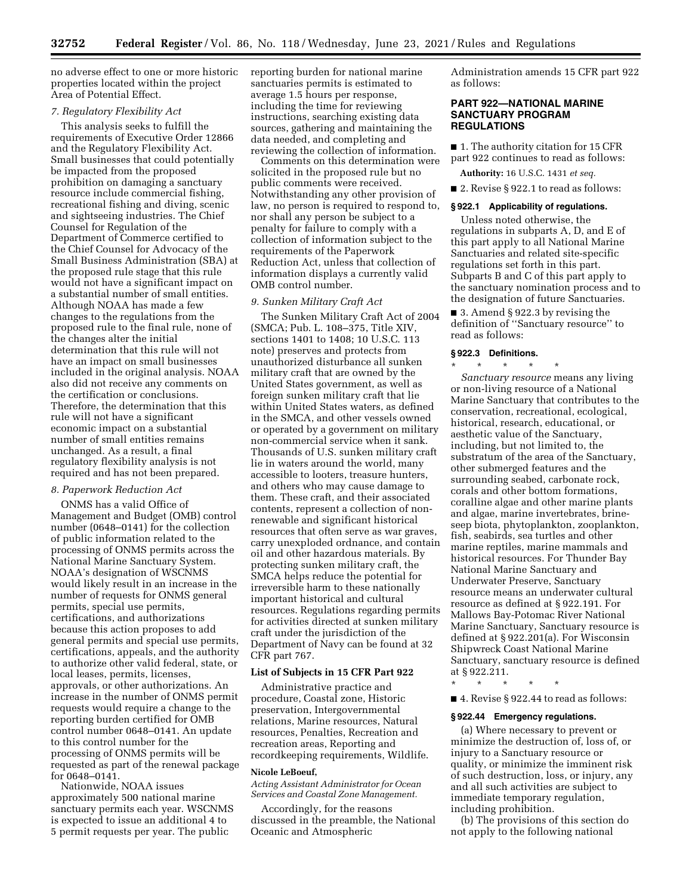no adverse effect to one or more historic properties located within the project Area of Potential Effect.

*7. Regulatory Flexibility Act*

This analysis seeks to fulfill the requirements of Executive Order 12866 and the Regulatory Flexibility Act. Small businesses that could potentially be impacted from the proposed prohibition on damaging a sanctuary resource include commercial fishing, recreational fishing and diving, scenic and sightseeing industries. The Chief Counsel for Regulation of the Department of Commerce certified to the Chief Counsel for Advocacy of the Small Business Administration (SBA) at the proposed rule stage that this rule would not have a significant impact on a substantial number of small entities. Although NOAA has made a few changes to the regulations from the proposed rule to the final rule, none of the changes alter the initial determination that this rule will not have an impact on small businesses included in the original analysis. NOAA also did not receive any comments on the certification or conclusions. Therefore, the determination that this rule will not have a significant economic impact on a substantial number of small entities remains unchanged. As a result, a final regulatory flexibility analysis is not required and has not been prepared.

*8. Paperwork Reduction Act*

ONMS has a valid Office of Management and Budget (OMB) control number (0648–0141) for the collection of public information related to the processing of ONMS permits across the National Marine Sanctuary System. NOAA's designation of WSCNMS would likely result in an increase in the number of requests for ONMS general permits, special use permits, certifications, and authorizations because this action proposes to add general permits and special use permits, certifications, appeals, and the authority to authorize other valid federal, state, or local leases, permits, licenses, approvals, or other authorizations. An increase in the number of ONMS permit requests would require a change to the reporting burden certified for OMB control number 0648–0141. An update to this control number for the processing of ONMS permits will be requested as part of the renewal package for 0648–0141.

Nationwide, NOAA issues approximately 500 national marine sanctuary permits each year. WSCNMS is expected to issue an additional 4 to 5 permit requests per year. The public reporting burden for national marine sanctuaries permits is estimated to average 1.5 hours per response, including the time for reviewing instructions, searching existing data sources, gathering and maintaining the data needed, and completing and reviewing the collection of information.

Comments on this determination were solicited in the proposed rule but no public comments were received. Notwithstanding any other provision of law, no person is required to respond to, nor shall any person be subject to a penalty for failure to comply with a collection of information subject to the requirements of the Paperwork Reduction Act, unless that collection of information displays a currently valid OMB control number.

*9. Sunken Military Craft Act*

The Sunken Military Craft Act of 2004 (SMCA; Pub. L. 108–375, Title XIV, sections 1401 to 1408; 10 U.S.C. 113 note) preserves and protects from unauthorized disturbance all sunken military craft that are owned by the United States government, as well as foreign sunken military craft that lie within United States waters, as defined in the SMCA, and other vessels owned or operated by a government on military non-commercial service when it sank. Thousands of U.S. sunken military craft lie in waters around the world, many accessible to looters, treasure hunters, and others who may cause damage to them. These craft, and their associated contents, represent a collection of non-renewable and significant historical resources that often serve as war graves, carry unexploded ordnance, and contain oil and other hazardous materials. By protecting sunken military craft, the SMCA helps reduce the potential for irreversible harm to these nationally important historical and cultural resources. Regulations regarding permits for activities directed at sunken military craft under the jurisdiction of the Department of Navy can be found at 32 CFR part 767.

**List of Subjects in 15 CFR Part 922**

Administrative practice and procedure, Coastal zone, Historic preservation, Intergovernmental relations, Marine resources, Natural resources, Penalties, Recreation and recreation areas, Reporting and recordkeeping requirements, Wildlife.

**Nicole LeBoeuf,**

*Acting Assistant Administrator for Ocean Services and Coastal Zone Management.*

Accordingly, for the reasons discussed in the preamble, the National Oceanic and Atmospheric Administration amends 15 CFR part 922 as follows:

## PART 922—NATIONAL MARINE SANCTUARY PROGRAM REGULATIONS

■ 1. The authority citation for 15 CFR part 922 continues to read as follows:

**Authority:** 16 U.S.C. 1431 *et seq.*

■ 2. Revise § 922.1 to read as follows:

**§ 922.1 Applicability of regulations.**

Unless noted otherwise, the regulations in subparts A, D, and E of this part apply to all National Marine Sanctuaries and related site-specific regulations set forth in this part. Subparts B and C of this part apply to the sanctuary nomination process and to the designation of future Sanctuaries.

■ 3. Amend § 922.3 by revising the definition of "Sanctuary resource" to read as follows:

**§ 922.3 Definitions.**

\* \* \* \* \*

*Sanctuary resource* means any living or non-living resource of a National Marine Sanctuary that contributes to the conservation, recreational, ecological, historical, research, educational, or aesthetic value of the Sanctuary, including, but not limited to, the substratum of the area of the Sanctuary, other submerged features and the surrounding seabed, carbonate rock, corals and other bottom formations, coralline algae and other marine plants and algae, marine invertebrates, brine-seep biota, phytoplankton, zooplankton, fish, seabirds, sea turtles and other marine reptiles, marine mammals and historical resources. For Thunder Bay National Marine Sanctuary and Underwater Preserve, Sanctuary resource means an underwater cultural resource as defined at § 922.191. For Mallows Bay-Potomac River National Marine Sanctuary, Sanctuary resource is defined at § 922.201(a). For Wisconsin Shipwreck Coast National Marine Sanctuary, sanctuary resource is defined at § 922.211.

\* \* \* \* \*

■ 4. Revise § 922.44 to read as follows:

**§ 922.44 Emergency regulations.**

(a) Where necessary to prevent or minimize the destruction of, loss of, or injury to a Sanctuary resource or quality, or minimize the imminent risk of such destruction, loss, or injury, any and all such activities are subject to immediate temporary regulation, including prohibition.

(b) The provisions of this section do not apply to the following national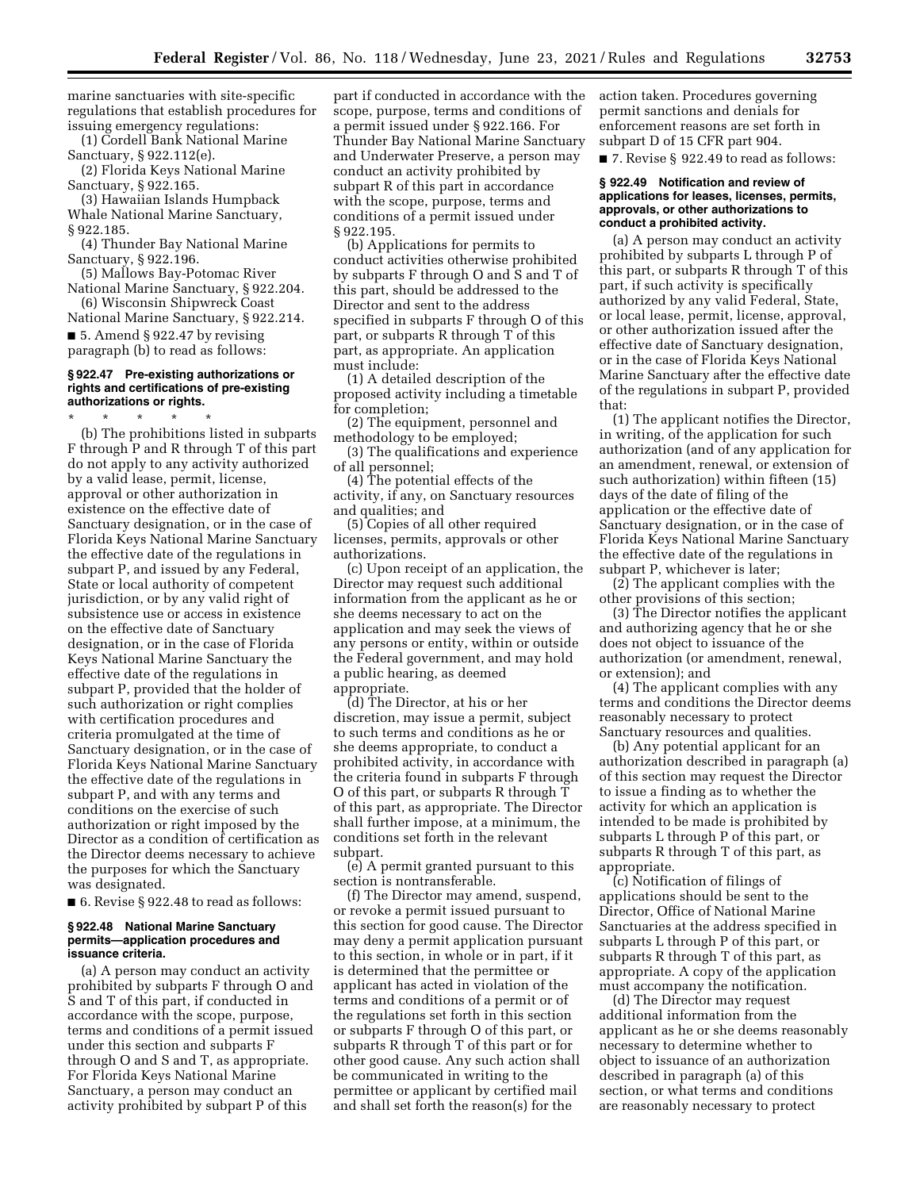marine sanctuaries with site-specific regulations that establish procedures for issuing emergency regulations:

(1) Cordell Bank National Marine Sanctuary, § 922.112(e).

(2) Florida Keys National Marine Sanctuary, § 922.165.

(3) Hawaiian Islands Humpback Whale National Marine Sanctuary, § 922.185.

(4) Thunder Bay National Marine Sanctuary, § 922.196.

(5) Mallows Bay-Potomac River National Marine Sanctuary, § 922.204.

(6) Wisconsin Shipwreck Coast National Marine Sanctuary, § 922.214.

■ 5. Amend § 922.47 by revising paragraph (b) to read as follows:

### § 922.47 Pre-existing authorizations or rights and certifications of pre-existing authorizations or rights.

\* \* \* \* \*

(b) The prohibitions listed in subparts F through P and R through T of this part do not apply to any activity authorized by a valid lease, permit, license, approval or other authorization in existence on the effective date of Sanctuary designation, or in the case of Florida Keys National Marine Sanctuary the effective date of the regulations in subpart P, and issued by any Federal, State or local authority of competent jurisdiction, or by any valid right of subsistence use or access in existence on the effective date of Sanctuary designation, or in the case of Florida Keys National Marine Sanctuary the effective date of the regulations in subpart P, provided that the holder of such authorization or right complies with certification procedures and criteria promulgated at the time of Sanctuary designation, or in the case of Florida Keys National Marine Sanctuary the effective date of the regulations in subpart P, and with any terms and conditions on the exercise of such authorization or right imposed by the Director as a condition of certification as the Director deems necessary to achieve the purposes for which the Sanctuary was designated.

■ 6. Revise § 922.48 to read as follows:

### § 922.48 National Marine Sanctuary permits—application procedures and issuance criteria.

(a) A person may conduct an activity prohibited by subparts F through O and S and T of this part, if conducted in accordance with the scope, purpose, terms and conditions of a permit issued under this section and subparts F through O and S and T, as appropriate. For Florida Keys National Marine Sanctuary, a person may conduct an activity prohibited by subpart P of this part if conducted in accordance with the scope, purpose, terms and conditions of a permit issued under § 922.166. For Thunder Bay National Marine Sanctuary and Underwater Preserve, a person may conduct an activity prohibited by subpart R of this part in accordance with the scope, purpose, terms and conditions of a permit issued under § 922.195.

(b) Applications for permits to conduct activities otherwise prohibited by subparts F through O and S and T of this part, should be addressed to the Director and sent to the address specified in subparts F through O of this part, or subparts R through T of this part, as appropriate. An application must include:

(1) A detailed description of the proposed activity including a timetable for completion;

(2) The equipment, personnel and methodology to be employed;

(3) The qualifications and experience of all personnel;

(4) The potential effects of the activity, if any, on Sanctuary resources and qualities; and

(5) Copies of all other required licenses, permits, approvals or other authorizations.

(c) Upon receipt of an application, the Director may request such additional information from the applicant as he or she deems necessary to act on the application and may seek the views of any persons or entity, within or outside the Federal government, and may hold a public hearing, as deemed appropriate.

(d) The Director, at his or her discretion, may issue a permit, subject to such terms and conditions as he or she deems appropriate, to conduct a prohibited activity, in accordance with the criteria found in subparts F through O of this part, or subparts R through T of this part, as appropriate. The Director shall further impose, at a minimum, the conditions set forth in the relevant subpart.

(e) A permit granted pursuant to this section is nontransferable.

(f) The Director may amend, suspend, or revoke a permit issued pursuant to this section for good cause. The Director may deny a permit application pursuant to this section, in whole or in part, if it is determined that the permittee or applicant has acted in violation of the terms and conditions of a permit or of the regulations set forth in this section or subparts F through O of this part, or subparts R through T of this part or for other good cause. Any such action shall be communicated in writing to the permittee or applicant by certified mail and shall set forth the reason(s) for the action taken. Procedures governing permit sanctions and denials for enforcement reasons are set forth in subpart D of 15 CFR part 904.

■ 7. Revise § 922.49 to read as follows:

### § 922.49 Notification and review of applications for leases, licenses, permits, approvals, or other authorizations to conduct a prohibited activity.

(a) A person may conduct an activity prohibited by subparts L through P of this part, or subparts R through T of this part, if such activity is specifically authorized by any valid Federal, State, or local lease, permit, license, approval, or other authorization issued after the effective date of Sanctuary designation, or in the case of Florida Keys National Marine Sanctuary after the effective date of the regulations in subpart P, provided that:

(1) The applicant notifies the Director, in writing, of the application for such authorization (and of any application for an amendment, renewal, or extension of such authorization) within fifteen (15) days of the date of filing of the application or the effective date of Sanctuary designation, or in the case of Florida Keys National Marine Sanctuary the effective date of the regulations in subpart P, whichever is later;

(2) The applicant complies with the other provisions of this section;

(3) The Director notifies the applicant and authorizing agency that he or she does not object to issuance of the authorization (or amendment, renewal, or extension); and

(4) The applicant complies with any terms and conditions the Director deems reasonably necessary to protect Sanctuary resources and qualities.

(b) Any potential applicant for an authorization described in paragraph (a) of this section may request the Director to issue a finding as to whether the activity for which an application is intended to be made is prohibited by subparts L through P of this part, or subparts R through T of this part, as appropriate.

(c) Notification of filings of applications should be sent to the Director, Office of National Marine Sanctuaries at the address specified in subparts L through P of this part, or subparts R through T of this part, as appropriate. A copy of the application must accompany the notification.

(d) The Director may request additional information from the applicant as he or she deems reasonably necessary to determine whether to object to issuance of an authorization described in paragraph (a) of this section, or what terms and conditions are reasonably necessary to protect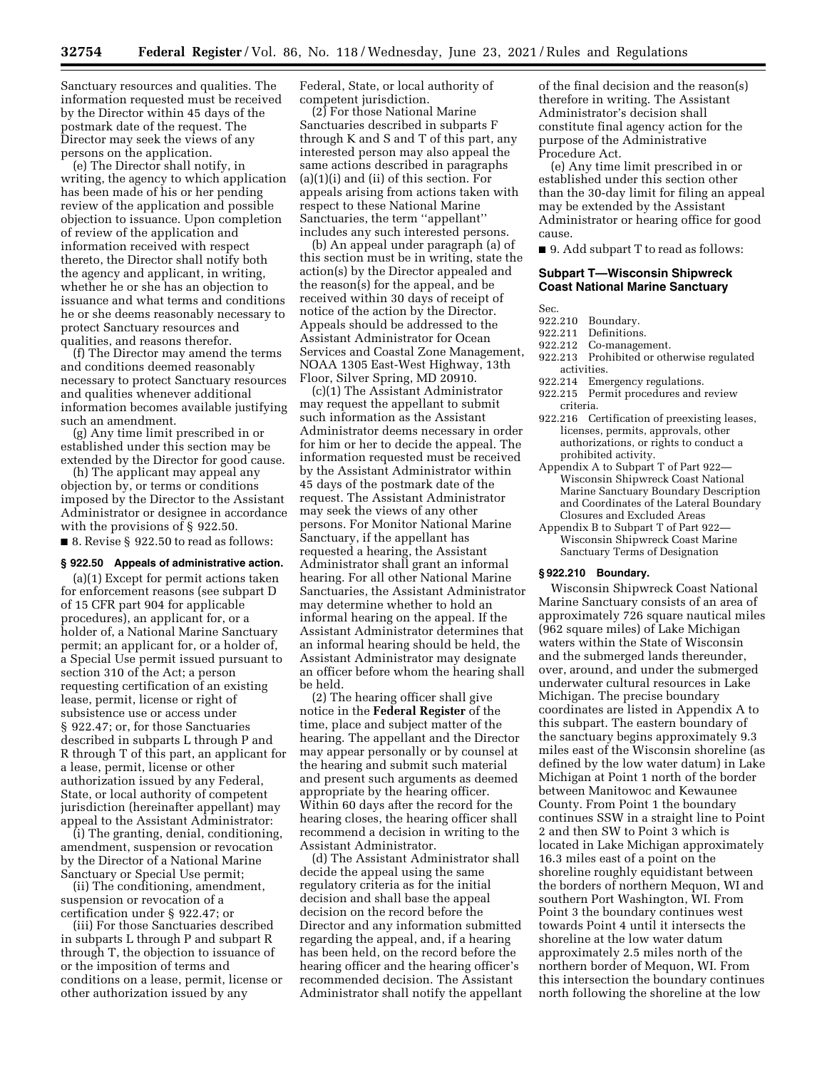Sanctuary resources and qualities. The information requested must be received by the Director within 45 days of the postmark date of the request. The Director may seek the views of any persons on the application.

(e) The Director shall notify, in writing, the agency to which application has been made of his or her pending review of the application and possible objection to issuance. Upon completion of review of the application and information received with respect thereto, the Director shall notify both the agency and applicant, in writing, whether he or she has an objection to issuance and what terms and conditions he or she deems reasonably necessary to protect Sanctuary resources and qualities, and reasons therefor.

(f) The Director may amend the terms and conditions deemed reasonably necessary to protect Sanctuary resources and qualities whenever additional information becomes available justifying such an amendment.

(g) Any time limit prescribed in or established under this section may be extended by the Director for good cause.

(h) The applicant may appeal any objection by, or terms or conditions imposed by the Director to the Assistant Administrator or designee in accordance with the provisions of § 922.50.

■ 8. Revise § 922.50 to read as follows:

**§ 922.50 Appeals of administrative action.**

(a)(1) Except for permit actions taken for enforcement reasons (see subpart D of 15 CFR part 904 for applicable procedures), an applicant for, or a holder of, a National Marine Sanctuary permit; an applicant for, or a holder of, a Special Use permit issued pursuant to section 310 of the Act; a person requesting certification of an existing lease, permit, license or right of subsistence use or access under § 922.47; or, for those Sanctuaries described in subparts L through P and R through T of this part, an applicant for a lease, permit, license or other authorization issued by any Federal, State, or local authority of competent jurisdiction (hereinafter appellant) may appeal to the Assistant Administrator:

(i) The granting, denial, conditioning, amendment, suspension or revocation by the Director of a National Marine Sanctuary or Special Use permit;

(ii) The conditioning, amendment, suspension or revocation of a certification under § 922.47; or

(iii) For those Sanctuaries described in subparts L through P and subpart R through T, the objection to issuance of or the imposition of terms and conditions on a lease, permit, license or other authorization issued by any Federal, State, or local authority of competent jurisdiction.

(2) For those National Marine Sanctuaries described in subparts F through K and S and T of this part, any interested person may also appeal the same actions described in paragraphs (a)(1)(i) and (ii) of this section. For appeals arising from actions taken with respect to these National Marine Sanctuaries, the term ''appellant'' includes any such interested persons.

(b) An appeal under paragraph (a) of this section must be in writing, state the action(s) by the Director appealed and the reason(s) for the appeal, and be received within 30 days of receipt of notice of the action by the Director. Appeals should be addressed to the Assistant Administrator for Ocean Services and Coastal Zone Management, NOAA 1305 East-West Highway, 13th Floor, Silver Spring, MD 20910.

(c)(1) The Assistant Administrator may request the appellant to submit such information as the Assistant Administrator deems necessary in order for him or her to decide the appeal. The information requested must be received by the Assistant Administrator within 45 days of the postmark date of the request. The Assistant Administrator may seek the views of any other persons. For Monitor National Marine Sanctuary, if the appellant has requested a hearing, the Assistant Administrator shall grant an informal hearing. For all other National Marine Sanctuaries, the Assistant Administrator may determine whether to hold an informal hearing on the appeal. If the Assistant Administrator determines that an informal hearing should be held, the Assistant Administrator may designate an officer before whom the hearing shall be held.

(2) The hearing officer shall give notice in the **Federal Register** of the time, place and subject matter of the hearing. The appellant and the Director may appear personally or by counsel at the hearing and submit such material and present such arguments as deemed appropriate by the hearing officer. Within 60 days after the record for the hearing closes, the hearing officer shall recommend a decision in writing to the Assistant Administrator.

(d) The Assistant Administrator shall decide the appeal using the same regulatory criteria as for the initial decision and shall base the appeal decision on the record before the Director and any information submitted regarding the appeal, and, if a hearing has been held, on the record before the hearing officer and the hearing officer's recommended decision. The Assistant Administrator shall notify the appellant of the final decision and the reason(s) therefore in writing. The Assistant Administrator's decision shall constitute final agency action for the purpose of the Administrative Procedure Act.

(e) Any time limit prescribed in or established under this section other than the 30-day limit for filing an appeal may be extended by the Assistant Administrator or hearing office for good cause.

■ 9. Add subpart T to read as follows:

## Subpart T—Wisconsin Shipwreck Coast National Marine Sanctuary

Sec.
922.210 Boundary.
922.211 Definitions.
922.212 Co-management.
922.213 Prohibited or otherwise regulated activities.
922.214 Emergency regulations.
922.215 Permit procedures and review criteria.
922.216 Certification of preexisting leases, licenses, permits, approvals, other authorizations, or rights to conduct a prohibited activity.
Appendix A to Subpart T of Part 922—Wisconsin Shipwreck Coast National Marine Sanctuary Boundary Description and Coordinates of the Lateral Boundary Closures and Excluded Areas
Appendix B to Subpart T of Part 922—Wisconsin Shipwreck Coast Marine Sanctuary Terms of Designation

**§ 922.210 Boundary.**

Wisconsin Shipwreck Coast National Marine Sanctuary consists of an area of approximately 726 square nautical miles (962 square miles) of Lake Michigan waters within the State of Wisconsin and the submerged lands thereunder, over, around, and under the submerged underwater cultural resources in Lake Michigan. The precise boundary coordinates are listed in Appendix A to this subpart. The eastern boundary of the sanctuary begins approximately 9.3 miles east of the Wisconsin shoreline (as defined by the low water datum) in Lake Michigan at Point 1 north of the border between Manitowoc and Kewaunee County. From Point 1 the boundary continues SSW in a straight line to Point 2 and then SW to Point 3 which is located in Lake Michigan approximately 16.3 miles east of a point on the shoreline roughly equidistant between the borders of northern Mequon, WI and southern Port Washington, WI. From Point 3 the boundary continues west towards Point 4 until it intersects the shoreline at the low water datum approximately 2.5 miles north of the northern border of Mequon, WI. From this intersection the boundary continues north following the shoreline at the low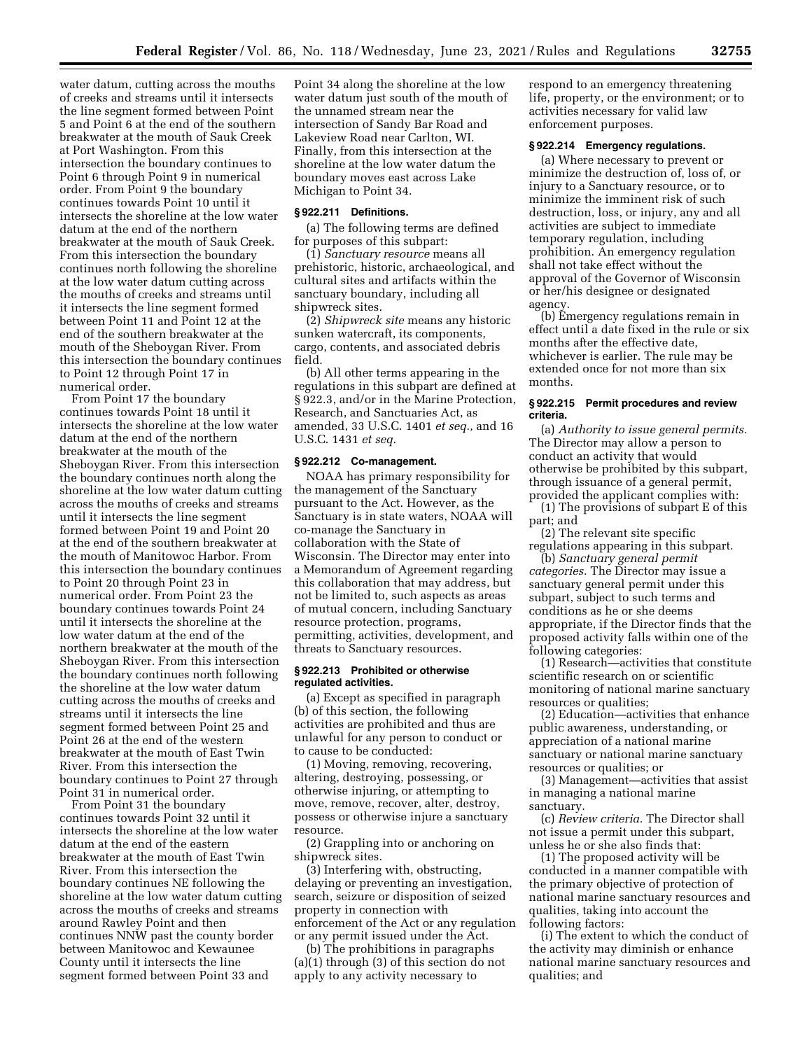water datum, cutting across the mouths of creeks and streams until it intersects the line segment formed between Point 5 and Point 6 at the end of the southern breakwater at the mouth of Sauk Creek at Port Washington. From this intersection the boundary continues to Point 6 through Point 9 in numerical order. From Point 9 the boundary continues towards Point 10 until it intersects the shoreline at the low water datum at the end of the northern breakwater at the mouth of Sauk Creek. From this intersection the boundary continues north following the shoreline at the low water datum cutting across the mouths of creeks and streams until it intersects the line segment formed between Point 11 and Point 12 at the end of the southern breakwater at the mouth of the Sheboygan River. From this intersection the boundary continues to Point 12 through Point 17 in numerical order.

From Point 17 the boundary continues towards Point 18 until it intersects the shoreline at the low water datum at the end of the northern breakwater at the mouth of the Sheboygan River. From this intersection the boundary continues north along the shoreline at the low water datum cutting across the mouths of creeks and streams until it intersects the line segment formed between Point 19 and Point 20 at the end of the southern breakwater at the mouth of Manitowoc Harbor. From this intersection the boundary continues to Point 20 through Point 23 in numerical order. From Point 23 the boundary continues towards Point 24 until it intersects the shoreline at the low water datum at the end of the northern breakwater at the mouth of the Sheboygan River. From this intersection the boundary continues north following the shoreline at the low water datum cutting across the mouths of creeks and streams until it intersects the line segment formed between Point 25 and Point 26 at the end of the western breakwater at the mouth of East Twin River. From this intersection the boundary continues to Point 27 through Point 31 in numerical order.

From Point 31 the boundary continues towards Point 32 until it intersects the shoreline at the low water datum at the end of the eastern breakwater at the mouth of East Twin River. From this intersection the boundary continues NE following the shoreline at the low water datum cutting across the mouths of creeks and streams around Rawley Point and then continues NNW past the county border between Manitowoc and Kewaunee County until it intersects the line segment formed between Point 33 and Point 34 along the shoreline at the low water datum just south of the mouth of the unnamed stream near the intersection of Sandy Bar Road and Lakeview Road near Carlton, WI. Finally, from this intersection at the shoreline at the low water datum the boundary moves east across Lake Michigan to Point 34.

**§ 922.211 Definitions.**

(a) The following terms are defined for purposes of this subpart:

(1) *Sanctuary resource* means all prehistoric, historic, archaeological, and cultural sites and artifacts within the sanctuary boundary, including all shipwreck sites.

(2) *Shipwreck site* means any historic sunken watercraft, its components, cargo, contents, and associated debris field.

(b) All other terms appearing in the regulations in this subpart are defined at § 922.3, and/or in the Marine Protection, Research, and Sanctuaries Act, as amended, 33 U.S.C. 1401 *et seq.,* and 16 U.S.C. 1431 *et seq.*

**§ 922.212 Co-management.**

NOAA has primary responsibility for the management of the Sanctuary pursuant to the Act. However, as the Sanctuary is in state waters, NOAA will co-manage the Sanctuary in collaboration with the State of Wisconsin. The Director may enter into a Memorandum of Agreement regarding this collaboration that may address, but not be limited to, such aspects as areas of mutual concern, including Sanctuary resource protection, programs, permitting, activities, development, and threats to Sanctuary resources.

**§ 922.213 Prohibited or otherwise regulated activities.**

(a) Except as specified in paragraph (b) of this section, the following activities are prohibited and thus are unlawful for any person to conduct or to cause to be conducted:

(1) Moving, removing, recovering, altering, destroying, possessing, or otherwise injuring, or attempting to move, remove, recover, alter, destroy, possess or otherwise injure a sanctuary resource.

(2) Grappling into or anchoring on shipwreck sites.

(3) Interfering with, obstructing, delaying or preventing an investigation, search, seizure or disposition of seized property in connection with enforcement of the Act or any regulation or any permit issued under the Act.

(b) The prohibitions in paragraphs (a)(1) through (3) of this section do not apply to any activity necessary to respond to an emergency threatening life, property, or the environment; or to activities necessary for valid law enforcement purposes.

**§ 922.214 Emergency regulations.**

(a) Where necessary to prevent or minimize the destruction of, loss of, or injury to a Sanctuary resource, or to minimize the imminent risk of such destruction, loss, or injury, any and all activities are subject to immediate temporary regulation, including prohibition. An emergency regulation shall not take effect without the approval of the Governor of Wisconsin or her/his designee or designated agency.

(b) Emergency regulations remain in effect until a date fixed in the rule or six months after the effective date, whichever is earlier. The rule may be extended once for not more than six months.

**§ 922.215 Permit procedures and review criteria.**

(a) *Authority to issue general permits.* The Director may allow a person to conduct an activity that would otherwise be prohibited by this subpart, through issuance of a general permit, provided the applicant complies with:

(1) The provisions of subpart E of this part; and

(2) The relevant site specific regulations appearing in this subpart.

(b) *Sanctuary general permit categories.* The Director may issue a sanctuary general permit under this subpart, subject to such terms and conditions as he or she deems appropriate, if the Director finds that the proposed activity falls within one of the following categories:

(1) Research—activities that constitute scientific research on or scientific monitoring of national marine sanctuary resources or qualities;

(2) Education—activities that enhance public awareness, understanding, or appreciation of a national marine sanctuary or national marine sanctuary resources or qualities; or

(3) Management—activities that assist in managing a national marine sanctuary.

(c) *Review criteria.* The Director shall not issue a permit under this subpart, unless he or she also finds that:

(1) The proposed activity will be conducted in a manner compatible with the primary objective of protection of national marine sanctuary resources and qualities, taking into account the following factors:

(i) The extent to which the conduct of the activity may diminish or enhance national marine sanctuary resources and qualities; and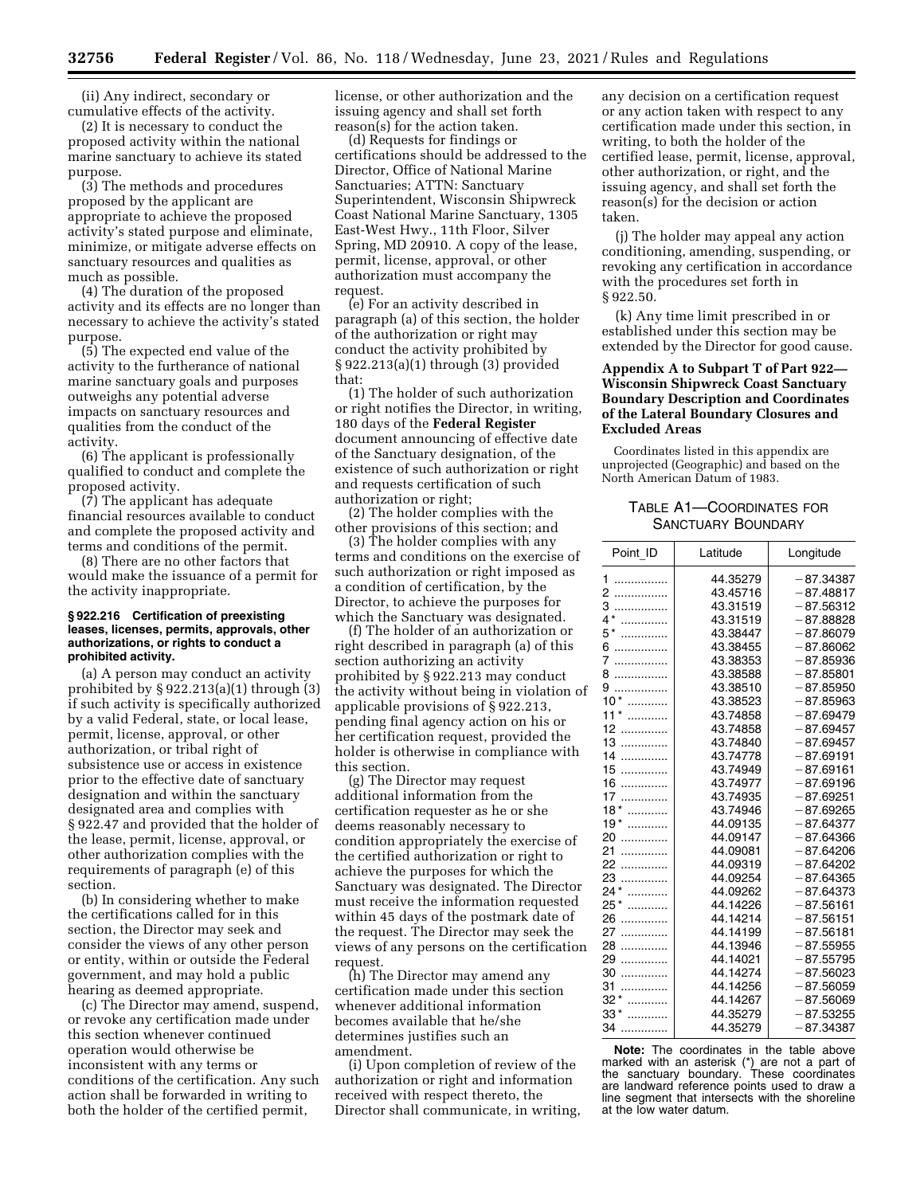(ii) Any indirect, secondary or cumulative effects of the activity.

(2) It is necessary to conduct the proposed activity within the national marine sanctuary to achieve its stated purpose.

(3) The methods and procedures proposed by the applicant are appropriate to achieve the proposed activity's stated purpose and eliminate, minimize, or mitigate adverse effects on sanctuary resources and qualities as much as possible.

(4) The duration of the proposed activity and its effects are no longer than necessary to achieve the activity's stated purpose.

(5) The expected end value of the activity to the furtherance of national marine sanctuary goals and purposes outweighs any potential adverse impacts on sanctuary resources and qualities from the conduct of the activity.

(6) The applicant is professionally qualified to conduct and complete the proposed activity.

(7) The applicant has adequate financial resources available to conduct and complete the proposed activity and terms and conditions of the permit.

(8) There are no other factors that would make the issuance of a permit for the activity inappropriate.

**§ 922.216 Certification of preexisting leases, licenses, permits, approvals, other authorizations, or rights to conduct a prohibited activity.**

(a) A person may conduct an activity prohibited by § 922.213(a)(1) through (3) if such activity is specifically authorized by a valid Federal, state, or local lease, permit, license, approval, or other authorization, or tribal right of subsistence use or access in existence prior to the effective date of sanctuary designation and within the sanctuary designated area and complies with § 922.47 and provided that the holder of the lease, permit, license, approval, or other authorization complies with the requirements of paragraph (e) of this section.

(b) In considering whether to make the certifications called for in this section, the Director may seek and consider the views of any other person or entity, within or outside the Federal government, and may hold a public hearing as deemed appropriate.

(c) The Director may amend, suspend, or revoke any certification made under this section whenever continued operation would otherwise be inconsistent with any terms or conditions of the certification. Any such action shall be forwarded in writing to both the holder of the certified permit, license, or other authorization and the issuing agency and shall set forth reason(s) for the action taken.

(d) Requests for findings or certifications should be addressed to the Director, Office of National Marine Sanctuaries; ATTN: Sanctuary Superintendent, Wisconsin Shipwreck Coast National Marine Sanctuary, 1305 East-West Hwy., 11th Floor, Silver Spring, MD 20910. A copy of the lease, permit, license, approval, or other authorization must accompany the request.

(e) For an activity described in paragraph (a) of this section, the holder of the authorization or right may conduct the activity prohibited by § 922.213(a)(1) through (3) provided that:

(1) The holder of such authorization or right notifies the Director, in writing, 180 days of the **Federal Register** document announcing of effective date of the Sanctuary designation, of the existence of such authorization or right and requests certification of such authorization or right;

(2) The holder complies with the other provisions of this section; and

(3) The holder complies with any terms and conditions on the exercise of such authorization or right imposed as a condition of certification, by the Director, to achieve the purposes for which the Sanctuary was designated.

(f) The holder of an authorization or right described in paragraph (a) of this section authorizing an activity prohibited by § 922.213 may conduct the activity without being in violation of applicable provisions of § 922.213, pending final agency action on his or her certification request, provided the holder is otherwise in compliance with this section.

(g) The Director may request additional information from the certification requester as he or she deems reasonably necessary to condition appropriately the exercise of the certified authorization or right to achieve the purposes for which the Sanctuary was designated. The Director must receive the information requested within 45 days of the postmark date of the request. The Director may seek the views of any persons on the certification request.

(h) The Director may amend any certification made under this section whenever additional information becomes available that he/she determines justifies such an amendment.

(i) Upon completion of review of the authorization or right and information received with respect thereto, the Director shall communicate, in writing, any decision on a certification request or any action taken with respect to any certification made under this section, in writing, to both the holder of the certified lease, permit, license, approval, other authorization, or right, and the issuing agency, and shall set forth the reason(s) for the decision or action taken.

(j) The holder may appeal any action conditioning, amending, suspending, or revoking any certification in accordance with the procedures set forth in § 922.50.

(k) Any time limit prescribed in or established under this section may be extended by the Director for good cause.

## Appendix A to Subpart T of Part 922—Wisconsin Shipwreck Coast Sanctuary Boundary Description and Coordinates of the Lateral Boundary Closures and Excluded Areas

Coordinates listed in this appendix are unprojected (Geographic) and based on the North American Datum of 1983.

TABLE A1—COORDINATES FOR SANCTUARY BOUNDARY

| Point_ID | Latitude | Longitude |
|---|---|---|
| 1 | 44.35279 | −87.34387 |
| 2 | 43.45716 | −87.48817 |
| 3 | 43.31519 | −87.56312 |
| 4* | 43.31519 | −87.88828 |
| 5* | 43.38447 | −87.86079 |
| 6 | 43.38455 | −87.86062 |
| 7 | 43.38353 | −87.85936 |
| 8 | 43.38588 | −87.85801 |
| 9 | 43.38510 | −87.85950 |
| 10* | 43.38523 | −87.85963 |
| 11* | 43.74858 | −87.69479 |
| 12 | 43.74858 | −87.69457 |
| 13 | 43.74840 | −87.69457 |
| 14 | 43.74778 | −87.69191 |
| 15 | 43.74949 | −87.69161 |
| 16 | 43.74977 | −87.69196 |
| 17 | 43.74935 | −87.69251 |
| 18* | 43.74946 | −87.69265 |
| 19* | 44.09135 | −87.64377 |
| 20 | 44.09147 | −87.64366 |
| 21 | 44.09081 | −87.64206 |
| 22 | 44.09319 | −87.64202 |
| 23 | 44.09254 | −87.64365 |
| 24* | 44.09262 | −87.64373 |
| 25* | 44.14226 | −87.56161 |
| 26 | 44.14214 | −87.56151 |
| 27 | 44.14199 | −87.56181 |
| 28 | 44.13946 | −87.55955 |
| 29 | 44.14021 | −87.55795 |
| 30 | 44.14274 | −87.56023 |
| 31 | 44.14256 | −87.56059 |
| 32* | 44.14267 | −87.56069 |
| 33* | 44.35279 | −87.53255 |
| 34 | 44.35279 | −87.34387 |

**Note:** The coordinates in the table above marked with an asterisk (*) are not a part of the sanctuary boundary. These coordinates are landward reference points used to draw a line segment that intersects with the shoreline at the low water datum.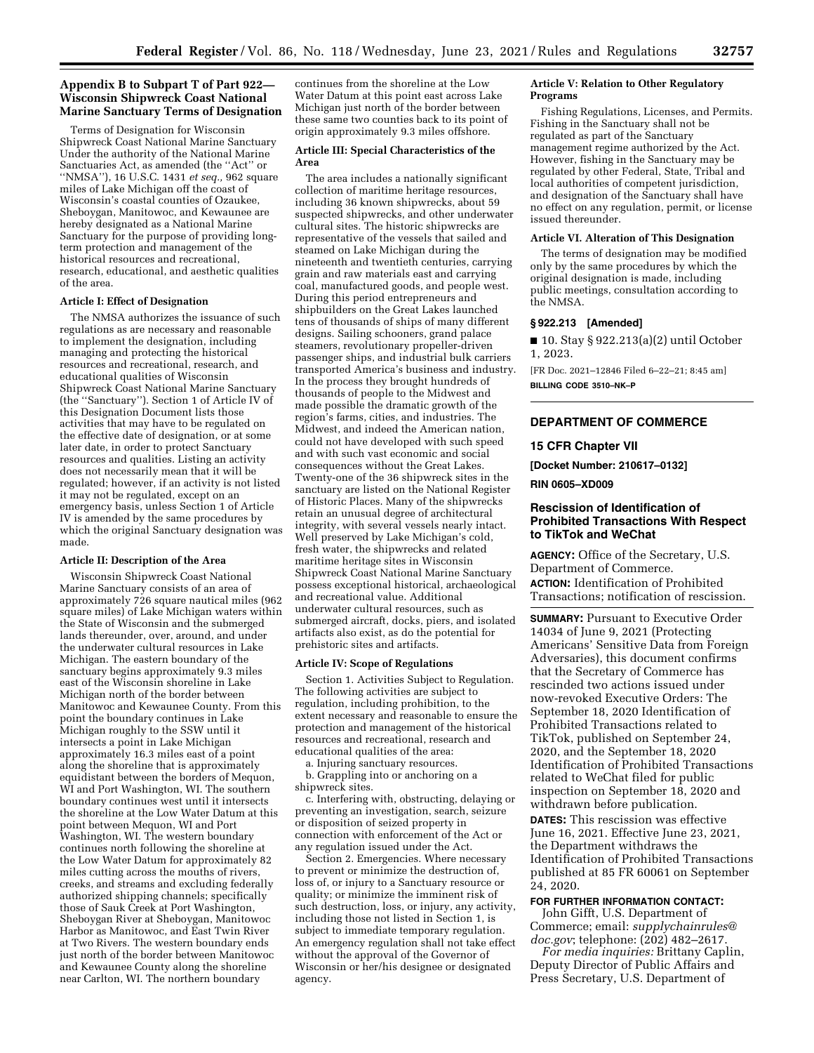## Appendix B to Subpart T of Part 922—Wisconsin Shipwreck Coast National Marine Sanctuary Terms of Designation

Terms of Designation for Wisconsin Shipwreck Coast National Marine Sanctuary Under the authority of the National Marine Sanctuaries Act, as amended (the ''Act'' or ''NMSA''), 16 U.S.C. 1431 *et seq.,* 962 square miles of Lake Michigan off the coast of Wisconsin's coastal counties of Ozaukee, Sheboygan, Manitowoc, and Kewaunee are hereby designated as a National Marine Sanctuary for the purpose of providing long-term protection and management of the historical resources and recreational, research, educational, and aesthetic qualities of the area.

### Article I: Effect of Designation

The NMSA authorizes the issuance of such regulations as are necessary and reasonable to implement the designation, including managing and protecting the historical resources and recreational, research, and educational qualities of Wisconsin Shipwreck Coast National Marine Sanctuary (the ''Sanctuary''). Section 1 of Article IV of this Designation Document lists those activities that may have to be regulated on the effective date of designation, or at some later date, in order to protect Sanctuary resources and qualities. Listing an activity does not necessarily mean that it will be regulated; however, if an activity is not listed it may not be regulated, except on an emergency basis, unless Section 1 of Article IV is amended by the same procedures by which the original Sanctuary designation was made.

### Article II: Description of the Area

Wisconsin Shipwreck Coast National Marine Sanctuary consists of an area of approximately 726 square nautical miles (962 square miles) of Lake Michigan waters within the State of Wisconsin and the submerged lands thereunder, over, around, and under the underwater cultural resources in Lake Michigan. The eastern boundary of the sanctuary begins approximately 9.3 miles east of the Wisconsin shoreline in Lake Michigan north of the border between Manitowoc and Kewaunee County. From this point the boundary continues in Lake Michigan roughly to the SSW until it intersects a point in Lake Michigan approximately 16.3 miles east of a point along the shoreline that is approximately equidistant between the borders of Mequon, WI and Port Washington, WI. The southern boundary continues west until it intersects the shoreline at the Low Water Datum at this point between Mequon, WI and Port Washington, WI. The western boundary continues north following the shoreline at the Low Water Datum for approximately 82 miles cutting across the mouths of rivers, creeks, and streams and excluding federally authorized shipping channels; specifically those of Sauk Creek at Port Washington, Sheboygan River at Sheboygan, Manitowoc Harbor as Manitowoc, and East Twin River at Two Rivers. The western boundary ends just north of the border between Manitowoc and Kewaunee County along the shoreline near Carlton, WI. The northern boundary continues from the shoreline at the Low Water Datum at this point east across Lake Michigan just north of the border between these same two counties back to its point of origin approximately 9.3 miles offshore.

### Article III: Special Characteristics of the Area

The area includes a nationally significant collection of maritime heritage resources, including 36 known shipwrecks, about 59 suspected shipwrecks, and other underwater cultural sites. The historic shipwrecks are representative of the vessels that sailed and steamed on Lake Michigan during the nineteenth and twentieth centuries, carrying grain and raw materials east and carrying coal, manufactured goods, and people west. During this period entrepreneurs and shipbuilders on the Great Lakes launched tens of thousands of ships of many different designs. Sailing schooners, grand palace steamers, revolutionary propeller-driven passenger ships, and industrial bulk carriers transported America's business and industry. In the process they brought hundreds of thousands of people to the Midwest and made possible the dramatic growth of the region's farms, cities, and industries. The Midwest, and indeed the American nation, could not have developed with such speed and with such vast economic and social consequences without the Great Lakes. Twenty-one of the 36 shipwreck sites in the sanctuary are listed on the National Register of Historic Places. Many of the shipwrecks retain an unusual degree of architectural integrity, with several vessels nearly intact. Well preserved by Lake Michigan's cold, fresh water, the shipwrecks and related maritime heritage sites in Wisconsin Shipwreck Coast National Marine Sanctuary possess exceptional historical, archaeological and recreational value. Additional underwater cultural resources, such as submerged aircraft, docks, piers, and isolated artifacts also exist, as do the potential for prehistoric sites and artifacts.

### Article IV: Scope of Regulations

Section 1. Activities Subject to Regulation. The following activities are subject to regulation, including prohibition, to the extent necessary and reasonable to ensure the protection and management of the historical resources and recreational, research and educational qualities of the area:

a. Injuring sanctuary resources.

b. Grappling into or anchoring on a shipwreck sites.

c. Interfering with, obstructing, delaying or preventing an investigation, search, seizure or disposition of seized property in connection with enforcement of the Act or any regulation issued under the Act.

Section 2. Emergencies. Where necessary to prevent or minimize the destruction of, loss of, or injury to a Sanctuary resource or quality; or minimize the imminent risk of such destruction, loss, or injury, any activity, including those not listed in Section 1, is subject to immediate temporary regulation. An emergency regulation shall not take effect without the approval of the Governor of Wisconsin or her/his designee or designated agency.

### Article V: Relation to Other Regulatory Programs

Fishing Regulations, Licenses, and Permits. Fishing in the Sanctuary shall not be regulated as part of the Sanctuary management regime authorized by the Act. However, fishing in the Sanctuary may be regulated by other Federal, State, Tribal and local authorities of competent jurisdiction, and designation of the Sanctuary shall have no effect on any regulation, permit, or license issued thereunder.

### Article VI. Alteration of This Designation

The terms of designation may be modified only by the same procedures by which the original designation is made, including public meetings, consultation according to the NMSA.

### § 922.213 [Amended]

■ 10. Stay § 922.213(a)(2) until October 1, 2023.

[FR Doc. 2021–12846 Filed 6–22–21; 8:45 am]

**BILLING CODE 3510–NK–P**

---

## DEPARTMENT OF COMMERCE

### 15 CFR Chapter VII

**[Docket Number: 210617–0132]**

**RIN 0605–XD009**

## Rescission of Identification of Prohibited Transactions With Respect to TikTok and WeChat

**AGENCY:** Office of the Secretary, U.S. Department of Commerce.

**ACTION:** Identification of Prohibited Transactions; notification of rescission.

**SUMMARY:** Pursuant to Executive Order 14034 of June 9, 2021 (Protecting Americans' Sensitive Data from Foreign Adversaries), this document confirms that the Secretary of Commerce has rescinded two actions issued under now-revoked Executive Orders: The September 18, 2020 Identification of Prohibited Transactions related to TikTok, published on September 24, 2020, and the September 18, 2020 Identification of Prohibited Transactions related to WeChat filed for public inspection on September 18, 2020 and withdrawn before publication.

**DATES:** This rescission was effective June 16, 2021. Effective June 23, 2021, the Department withdraws the Identification of Prohibited Transactions published at 85 FR 60061 on September 24, 2020.

**FOR FURTHER INFORMATION CONTACT:** John Gifft, U.S. Department of Commerce; email: *supplychainrules@doc.gov*; telephone: (202) 482–2617.

*For media inquiries:* Brittany Caplin, Deputy Director of Public Affairs and Press Secretary, U.S. Department of